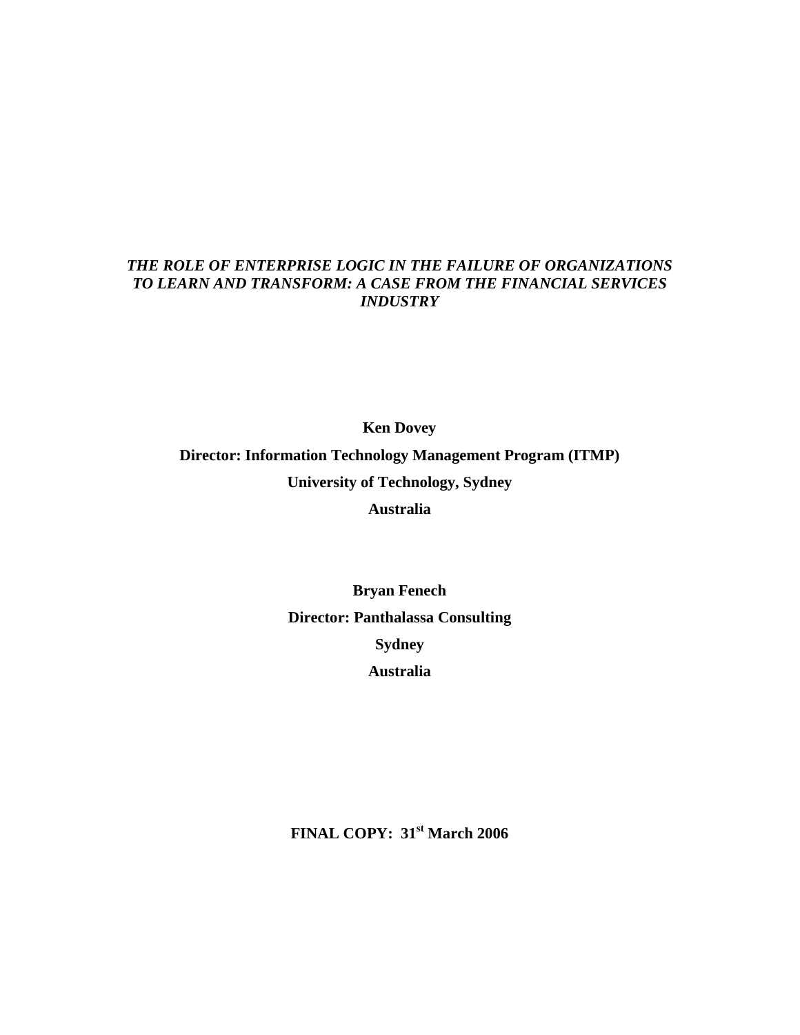# *THE ROLE OF ENTERPRISE LOGIC IN THE FAILURE OF ORGANIZATIONS TO LEARN AND TRANSFORM: A CASE FROM THE FINANCIAL SERVICES INDUSTRY*

**Ken Dovey**

**Director: Information Technology Management Program (ITMP)**

**University of Technology, Sydney**

**Australia**

**Bryan Fenech**

**Director: Panthalassa Consulting**

**Sydney**

**Australia**

**FINAL COPY: 31st March 2006**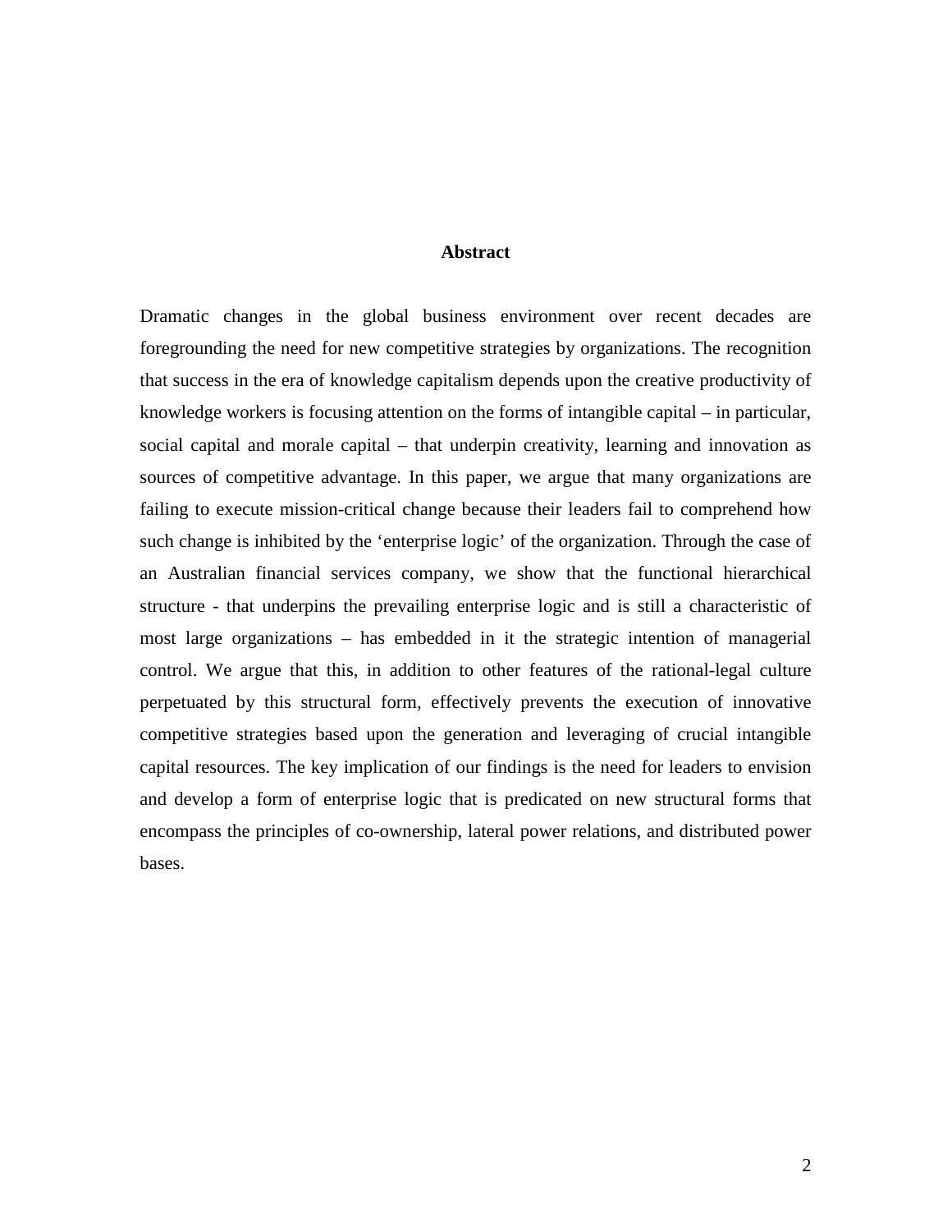## Abstract

Dramatic changes in the global business environment over recent decades are foregrounding the need for new competitive strategies by organizations. The recognition that success in the era of knowledge capitalism depends upon the creative productivity of knowledge workers is focusing attention on the forms of intangible capital – in particular, social capital and morale capital – that underpin creativity, learning and innovation as sources of competitive advantage. In this paper, we argue that many organizations are failing to execute mission-critical change because their leaders fail to comprehend how such change is inhibited by the 'enterprise logic' of the organization. Through the case of an Australian financial services company, we show that the functional hierarchical structure - that underpins the prevailing enterprise logic and is still a characteristic of most large organizations – has embedded in it the strategic intention of managerial control. We argue that this, in addition to other features of the rational-legal culture perpetuated by this structural form, effectively prevents the execution of innovative competitive strategies based upon the generation and leveraging of crucial intangible capital resources. The key implication of our findings is the need for leaders to envision and develop a form of enterprise logic that is predicated on new structural forms that encompass the principles of co-ownership, lateral power relations, and distributed power bases.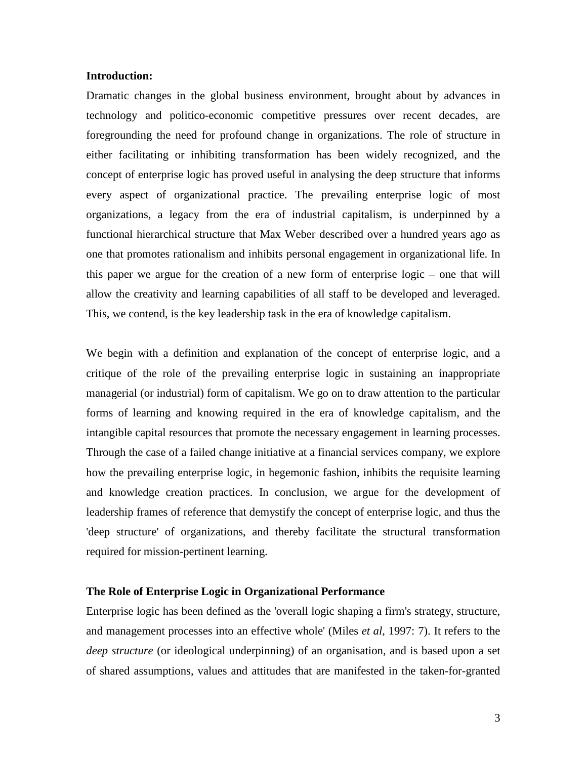**Introduction:**

Dramatic changes in the global business environment, brought about by advances in technology and politico-economic competitive pressures over recent decades, are foregrounding the need for profound change in organizations. The role of structure in either facilitating or inhibiting transformation has been widely recognized, and the concept of enterprise logic has proved useful in analysing the deep structure that informs every aspect of organizational practice. The prevailing enterprise logic of most organizations, a legacy from the era of industrial capitalism, is underpinned by a functional hierarchical structure that Max Weber described over a hundred years ago as one that promotes rationalism and inhibits personal engagement in organizational life. In this paper we argue for the creation of a new form of enterprise logic – one that will allow the creativity and learning capabilities of all staff to be developed and leveraged. This, we contend, is the key leadership task in the era of knowledge capitalism.

We begin with a definition and explanation of the concept of enterprise logic, and a critique of the role of the prevailing enterprise logic in sustaining an inappropriate managerial (or industrial) form of capitalism. We go on to draw attention to the particular forms of learning and knowing required in the era of knowledge capitalism, and the intangible capital resources that promote the necessary engagement in learning processes. Through the case of a failed change initiative at a financial services company, we explore how the prevailing enterprise logic, in hegemonic fashion, inhibits the requisite learning and knowledge creation practices. In conclusion, we argue for the development of leadership frames of reference that demystify the concept of enterprise logic, and thus the 'deep structure' of organizations, and thereby facilitate the structural transformation required for mission-pertinent learning.

**The Role of Enterprise Logic in Organizational Performance**

Enterprise logic has been defined as the 'overall logic shaping a firm's strategy, structure, and management processes into an effective whole' (Miles *et al*, 1997: 7). It refers to the *deep structure* (or ideological underpinning) of an organisation, and is based upon a set of shared assumptions, values and attitudes that are manifested in the taken-for-granted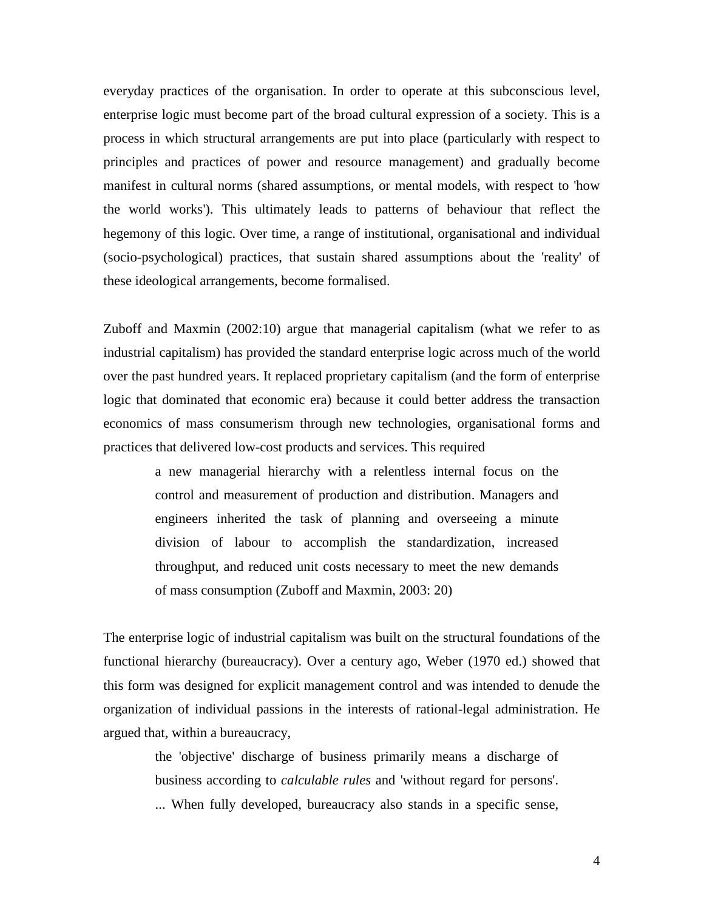everyday practices of the organisation. In order to operate at this subconscious level, enterprise logic must become part of the broad cultural expression of a society. This is a process in which structural arrangements are put into place (particularly with respect to principles and practices of power and resource management) and gradually become manifest in cultural norms (shared assumptions, or mental models, with respect to 'how the world works'). This ultimately leads to patterns of behaviour that reflect the hegemony of this logic. Over time, a range of institutional, organisational and individual (socio-psychological) practices, that sustain shared assumptions about the 'reality' of these ideological arrangements, become formalised.

Zuboff and Maxmin (2002:10) argue that managerial capitalism (what we refer to as industrial capitalism) has provided the standard enterprise logic across much of the world over the past hundred years. It replaced proprietary capitalism (and the form of enterprise logic that dominated that economic era) because it could better address the transaction economics of mass consumerism through new technologies, organisational forms and practices that delivered low-cost products and services. This required

> a new managerial hierarchy with a relentless internal focus on the control and measurement of production and distribution. Managers and engineers inherited the task of planning and overseeing a minute division of labour to accomplish the standardization, increased throughput, and reduced unit costs necessary to meet the new demands of mass consumption (Zuboff and Maxmin, 2003: 20)

The enterprise logic of industrial capitalism was built on the structural foundations of the functional hierarchy (bureaucracy). Over a century ago, Weber (1970 ed.) showed that this form was designed for explicit management control and was intended to denude the organization of individual passions in the interests of rational-legal administration. He argued that, within a bureaucracy,

> the 'objective' discharge of business primarily means a discharge of business according to *calculable rules* and 'without regard for persons'. ... When fully developed, bureaucracy also stands in a specific sense,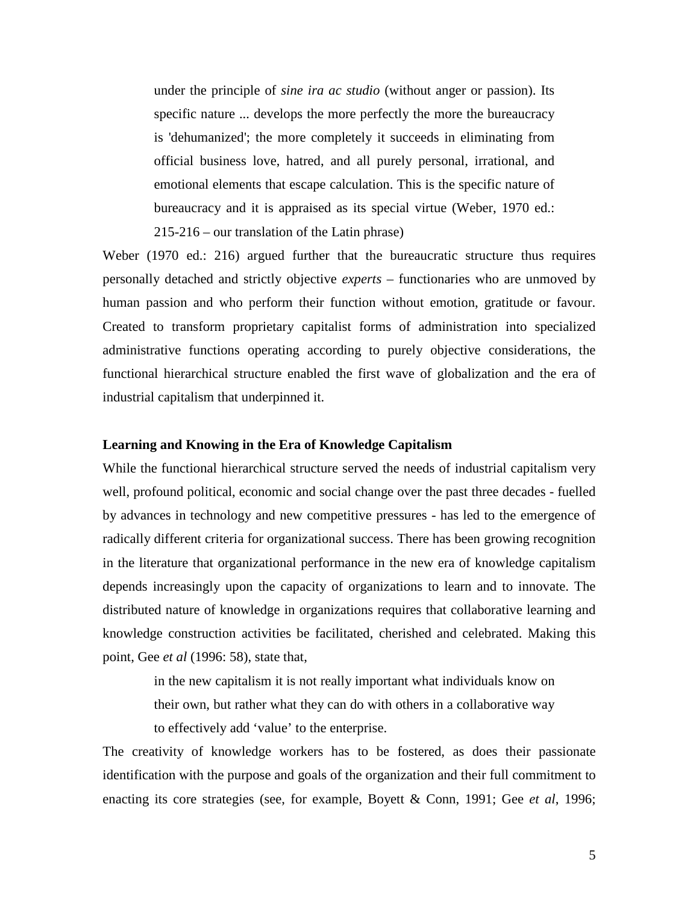> under the principle of *sine ira ac studio* (without anger or passion). Its specific nature ... develops the more perfectly the more the bureaucracy is 'dehumanized'; the more completely it succeeds in eliminating from official business love, hatred, and all purely personal, irrational, and emotional elements that escape calculation. This is the specific nature of bureaucracy and it is appraised as its special virtue (Weber, 1970 ed.: 215-216 – our translation of the Latin phrase)

Weber (1970 ed.: 216) argued further that the bureaucratic structure thus requires personally detached and strictly objective *experts* – functionaries who are unmoved by human passion and who perform their function without emotion, gratitude or favour. Created to transform proprietary capitalist forms of administration into specialized administrative functions operating according to purely objective considerations, the functional hierarchical structure enabled the first wave of globalization and the era of industrial capitalism that underpinned it.

**Learning and Knowing in the Era of Knowledge Capitalism**

While the functional hierarchical structure served the needs of industrial capitalism very well, profound political, economic and social change over the past three decades - fuelled by advances in technology and new competitive pressures - has led to the emergence of radically different criteria for organizational success. There has been growing recognition in the literature that organizational performance in the new era of knowledge capitalism depends increasingly upon the capacity of organizations to learn and to innovate. The distributed nature of knowledge in organizations requires that collaborative learning and knowledge construction activities be facilitated, cherished and celebrated. Making this point, Gee *et al* (1996: 58), state that,

> in the new capitalism it is not really important what individuals know on their own, but rather what they can do with others in a collaborative way to effectively add 'value' to the enterprise.

The creativity of knowledge workers has to be fostered, as does their passionate identification with the purpose and goals of the organization and their full commitment to enacting its core strategies (see, for example, Boyett & Conn, 1991; Gee *et al*, 1996;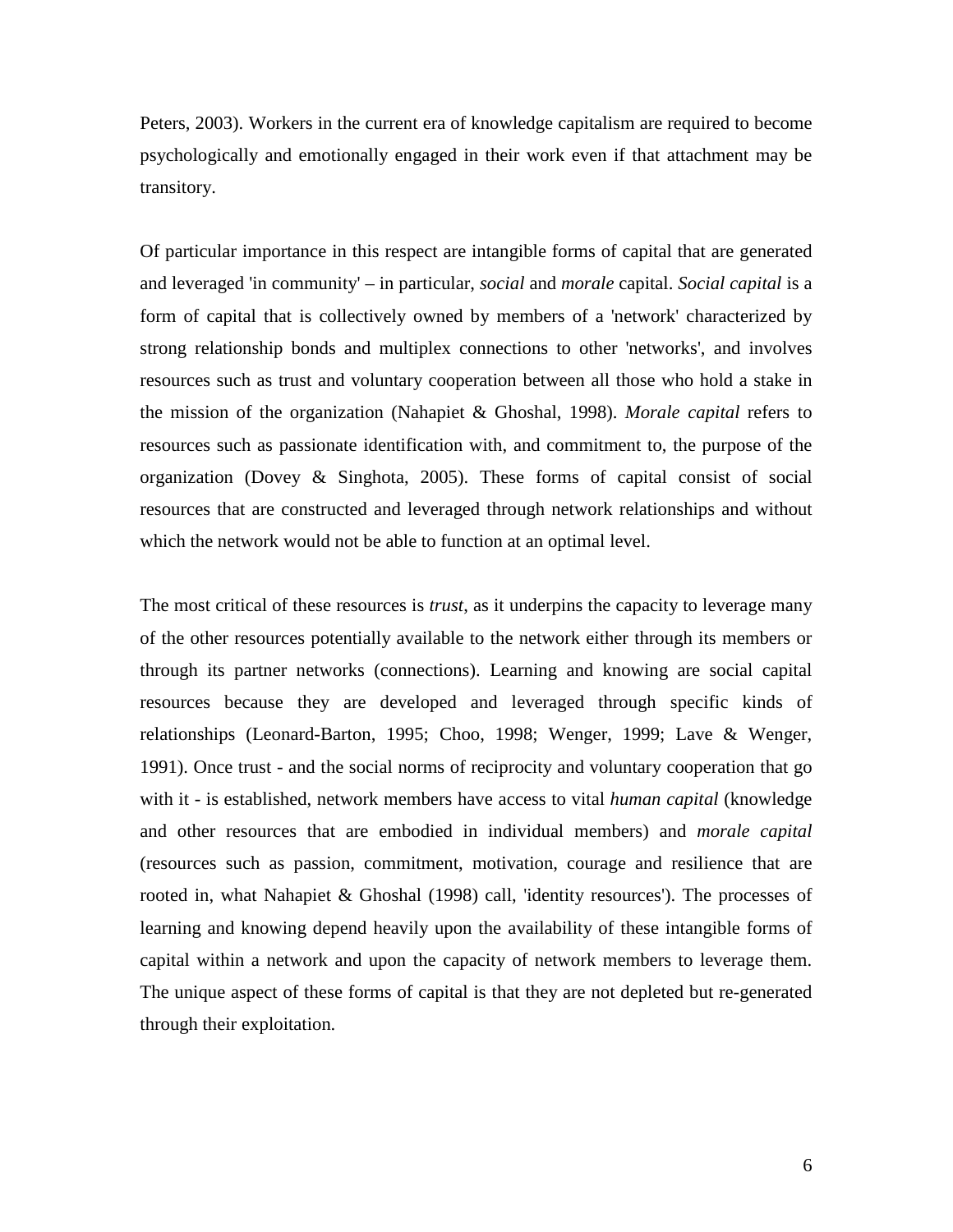Peters, 2003). Workers in the current era of knowledge capitalism are required to become psychologically and emotionally engaged in their work even if that attachment may be transitory.

Of particular importance in this respect are intangible forms of capital that are generated and leveraged 'in community' – in particular, *social* and *morale* capital. *Social capital* is a form of capital that is collectively owned by members of a 'network' characterized by strong relationship bonds and multiplex connections to other 'networks', and involves resources such as trust and voluntary cooperation between all those who hold a stake in the mission of the organization (Nahapiet & Ghoshal, 1998). *Morale capital* refers to resources such as passionate identification with, and commitment to, the purpose of the organization (Dovey & Singhota, 2005). These forms of capital consist of social resources that are constructed and leveraged through network relationships and without which the network would not be able to function at an optimal level.

The most critical of these resources is *trust*, as it underpins the capacity to leverage many of the other resources potentially available to the network either through its members or through its partner networks (connections). Learning and knowing are social capital resources because they are developed and leveraged through specific kinds of relationships (Leonard-Barton, 1995; Choo, 1998; Wenger, 1999; Lave & Wenger, 1991). Once trust - and the social norms of reciprocity and voluntary cooperation that go with it - is established, network members have access to vital *human capital* (knowledge and other resources that are embodied in individual members) and *morale capital* (resources such as passion, commitment, motivation, courage and resilience that are rooted in, what Nahapiet & Ghoshal (1998) call, 'identity resources'). The processes of learning and knowing depend heavily upon the availability of these intangible forms of capital within a network and upon the capacity of network members to leverage them. The unique aspect of these forms of capital is that they are not depleted but re-generated through their exploitation.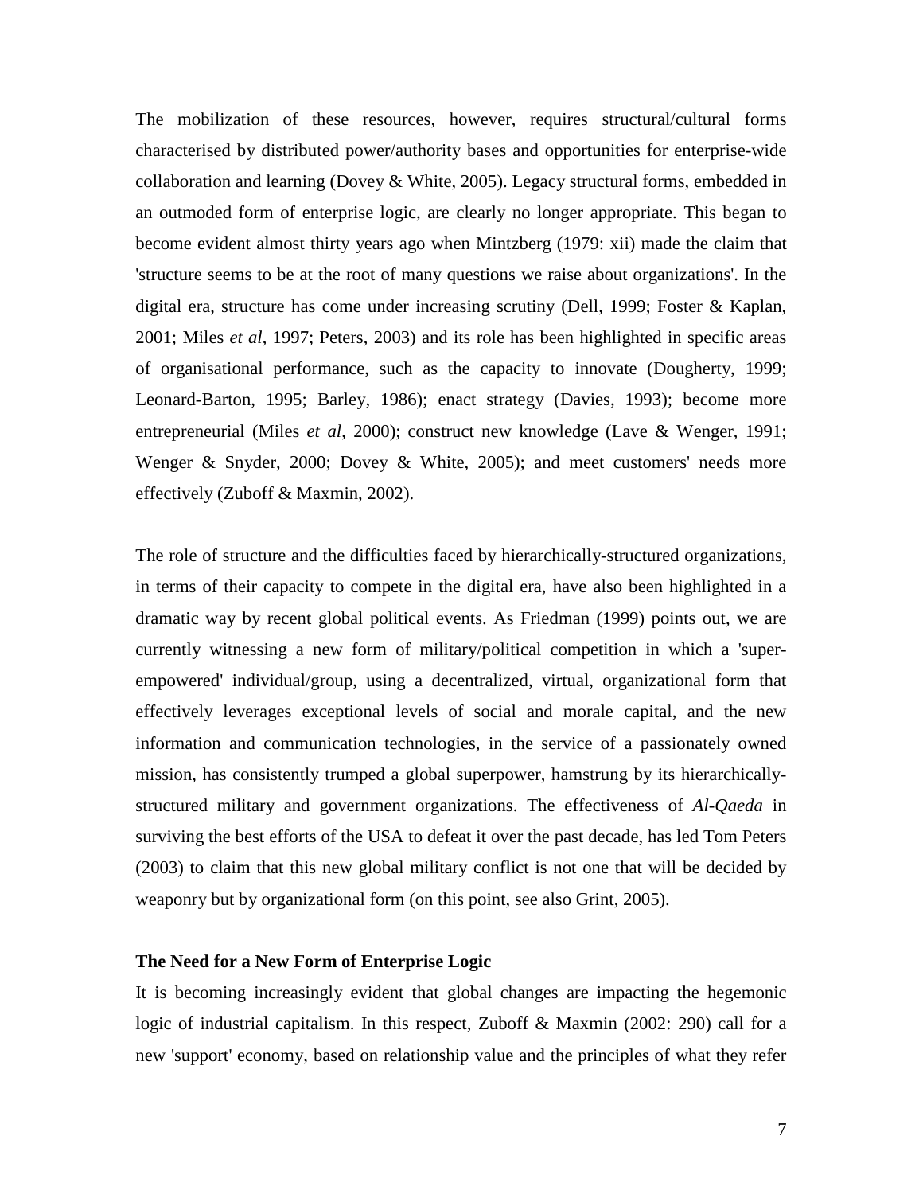The mobilization of these resources, however, requires structural/cultural forms characterised by distributed power/authority bases and opportunities for enterprise-wide collaboration and learning (Dovey & White, 2005). Legacy structural forms, embedded in an outmoded form of enterprise logic, are clearly no longer appropriate. This began to become evident almost thirty years ago when Mintzberg (1979: xii) made the claim that 'structure seems to be at the root of many questions we raise about organizations'. In the digital era, structure has come under increasing scrutiny (Dell, 1999; Foster & Kaplan, 2001; Miles *et al*, 1997; Peters, 2003) and its role has been highlighted in specific areas of organisational performance, such as the capacity to innovate (Dougherty, 1999; Leonard-Barton, 1995; Barley, 1986); enact strategy (Davies, 1993); become more entrepreneurial (Miles *et al*, 2000); construct new knowledge (Lave & Wenger, 1991; Wenger & Snyder, 2000; Dovey & White, 2005); and meet customers' needs more effectively (Zuboff & Maxmin, 2002).

The role of structure and the difficulties faced by hierarchically-structured organizations, in terms of their capacity to compete in the digital era, have also been highlighted in a dramatic way by recent global political events. As Friedman (1999) points out, we are currently witnessing a new form of military/political competition in which a 'super-empowered' individual/group, using a decentralized, virtual, organizational form that effectively leverages exceptional levels of social and morale capital, and the new information and communication technologies, in the service of a passionately owned mission, has consistently trumped a global superpower, hamstrung by its hierarchically-structured military and government organizations. The effectiveness of *Al-Qaeda* in surviving the best efforts of the USA to defeat it over the past decade, has led Tom Peters (2003) to claim that this new global military conflict is not one that will be decided by weaponry but by organizational form (on this point, see also Grint, 2005).

**The Need for a New Form of Enterprise Logic**

It is becoming increasingly evident that global changes are impacting the hegemonic logic of industrial capitalism. In this respect, Zuboff & Maxmin (2002: 290) call for a new 'support' economy, based on relationship value and the principles of what they refer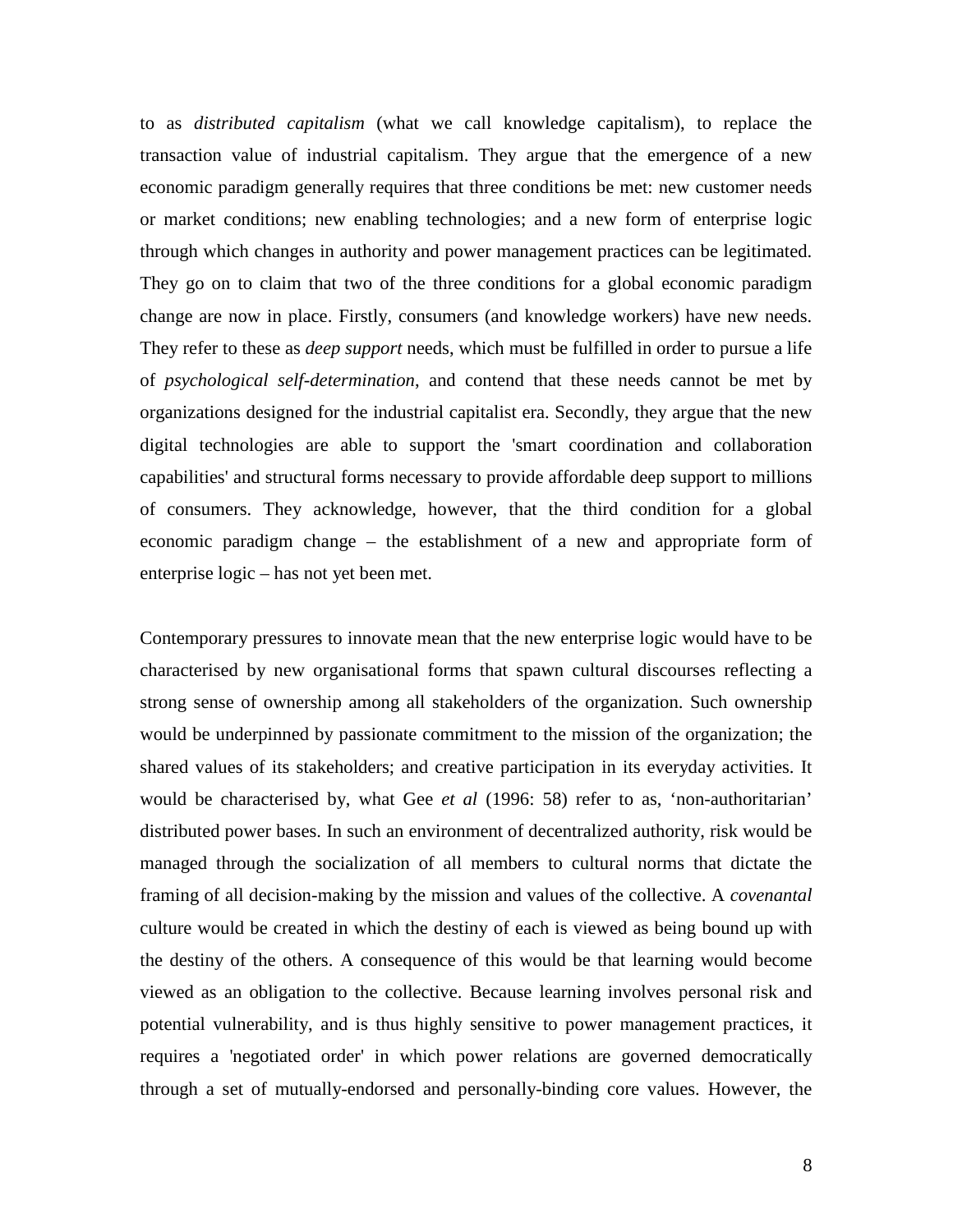to as *distributed capitalism* (what we call knowledge capitalism), to replace the transaction value of industrial capitalism. They argue that the emergence of a new economic paradigm generally requires that three conditions be met: new customer needs or market conditions; new enabling technologies; and a new form of enterprise logic through which changes in authority and power management practices can be legitimated. They go on to claim that two of the three conditions for a global economic paradigm change are now in place. Firstly, consumers (and knowledge workers) have new needs. They refer to these as *deep support* needs, which must be fulfilled in order to pursue a life of *psychological self-determination*, and contend that these needs cannot be met by organizations designed for the industrial capitalist era. Secondly, they argue that the new digital technologies are able to support the 'smart coordination and collaboration capabilities' and structural forms necessary to provide affordable deep support to millions of consumers. They acknowledge, however, that the third condition for a global economic paradigm change – the establishment of a new and appropriate form of enterprise logic – has not yet been met.

Contemporary pressures to innovate mean that the new enterprise logic would have to be characterised by new organisational forms that spawn cultural discourses reflecting a strong sense of ownership among all stakeholders of the organization. Such ownership would be underpinned by passionate commitment to the mission of the organization; the shared values of its stakeholders; and creative participation in its everyday activities. It would be characterised by, what Gee *et al* (1996: 58) refer to as, 'non-authoritarian' distributed power bases. In such an environment of decentralized authority, risk would be managed through the socialization of all members to cultural norms that dictate the framing of all decision-making by the mission and values of the collective. A *covenantal* culture would be created in which the destiny of each is viewed as being bound up with the destiny of the others. A consequence of this would be that learning would become viewed as an obligation to the collective. Because learning involves personal risk and potential vulnerability, and is thus highly sensitive to power management practices, it requires a 'negotiated order' in which power relations are governed democratically through a set of mutually-endorsed and personally-binding core values. However, the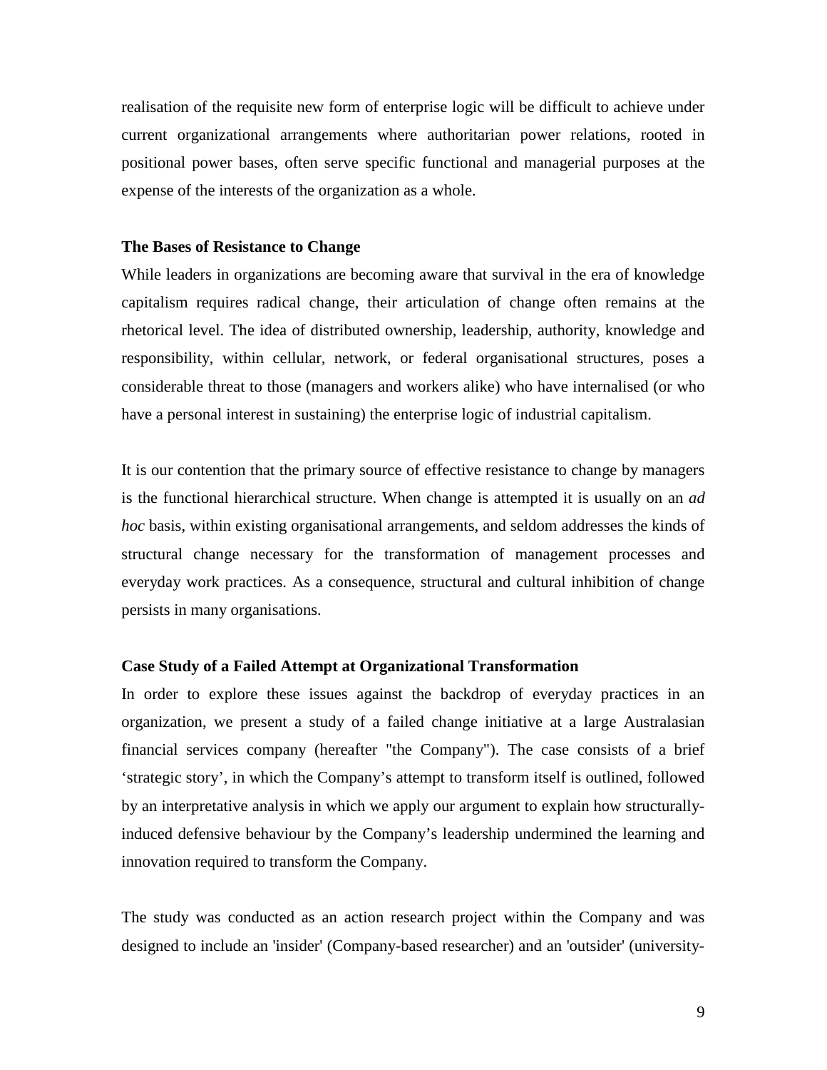realisation of the requisite new form of enterprise logic will be difficult to achieve under current organizational arrangements where authoritarian power relations, rooted in positional power bases, often serve specific functional and managerial purposes at the expense of the interests of the organization as a whole.

**The Bases of Resistance to Change**

While leaders in organizations are becoming aware that survival in the era of knowledge capitalism requires radical change, their articulation of change often remains at the rhetorical level. The idea of distributed ownership, leadership, authority, knowledge and responsibility, within cellular, network, or federal organisational structures, poses a considerable threat to those (managers and workers alike) who have internalised (or who have a personal interest in sustaining) the enterprise logic of industrial capitalism.

It is our contention that the primary source of effective resistance to change by managers is the functional hierarchical structure. When change is attempted it is usually on an *ad hoc* basis, within existing organisational arrangements, and seldom addresses the kinds of structural change necessary for the transformation of management processes and everyday work practices. As a consequence, structural and cultural inhibition of change persists in many organisations.

**Case Study of a Failed Attempt at Organizational Transformation**

In order to explore these issues against the backdrop of everyday practices in an organization, we present a study of a failed change initiative at a large Australasian financial services company (hereafter "the Company"). The case consists of a brief 'strategic story', in which the Company's attempt to transform itself is outlined, followed by an interpretative analysis in which we apply our argument to explain how structurally-induced defensive behaviour by the Company's leadership undermined the learning and innovation required to transform the Company.

The study was conducted as an action research project within the Company and was designed to include an 'insider' (Company-based researcher) and an 'outsider' (university-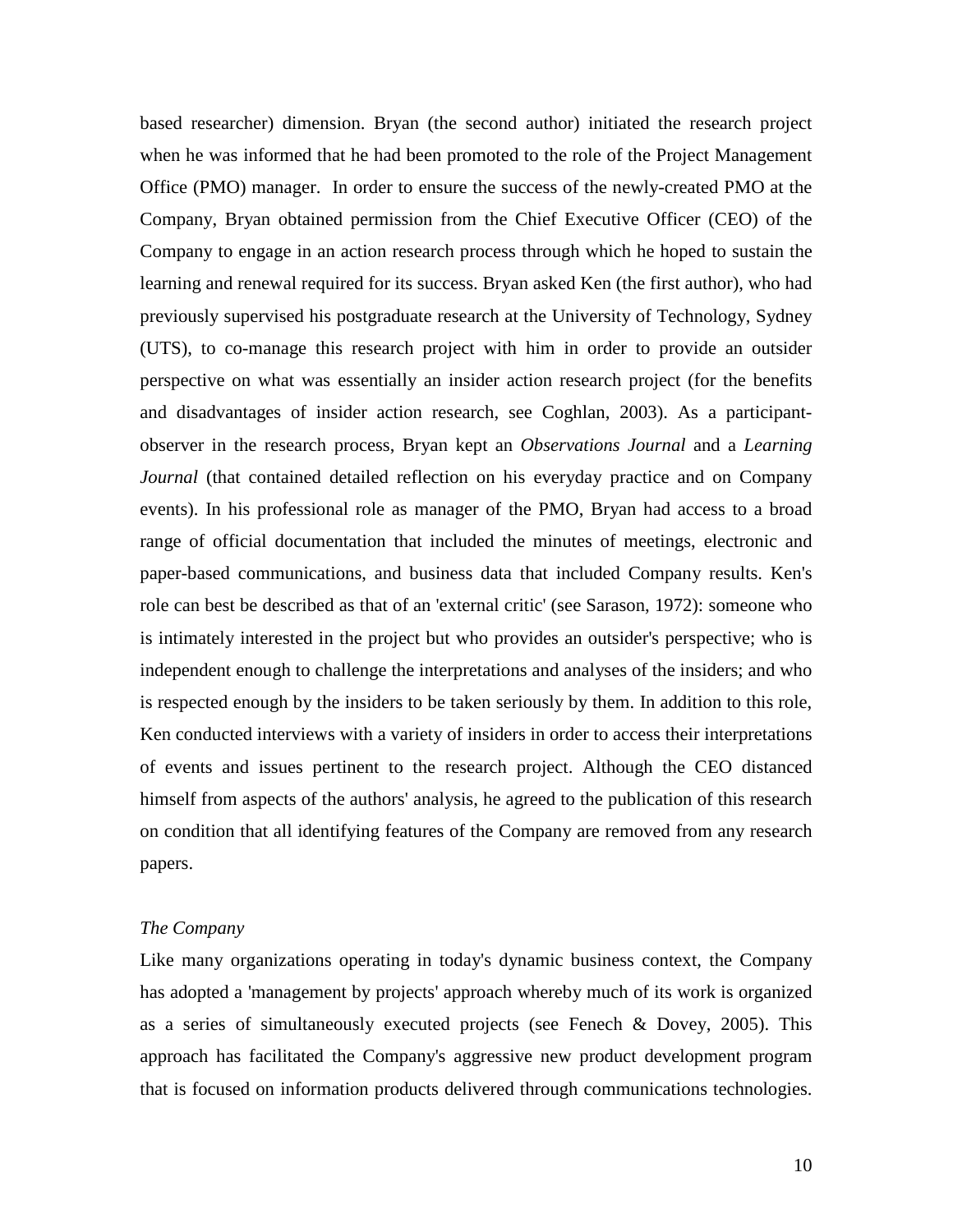based researcher) dimension. Bryan (the second author) initiated the research project when he was informed that he had been promoted to the role of the Project Management Office (PMO) manager. In order to ensure the success of the newly-created PMO at the Company, Bryan obtained permission from the Chief Executive Officer (CEO) of the Company to engage in an action research process through which he hoped to sustain the learning and renewal required for its success. Bryan asked Ken (the first author), who had previously supervised his postgraduate research at the University of Technology, Sydney (UTS), to co-manage this research project with him in order to provide an outsider perspective on what was essentially an insider action research project (for the benefits and disadvantages of insider action research, see Coghlan, 2003). As a participant-observer in the research process, Bryan kept an *Observations Journal* and a *Learning Journal* (that contained detailed reflection on his everyday practice and on Company events). In his professional role as manager of the PMO, Bryan had access to a broad range of official documentation that included the minutes of meetings, electronic and paper-based communications, and business data that included Company results. Ken's role can best be described as that of an 'external critic' (see Sarason, 1972): someone who is intimately interested in the project but who provides an outsider's perspective; who is independent enough to challenge the interpretations and analyses of the insiders; and who is respected enough by the insiders to be taken seriously by them. In addition to this role, Ken conducted interviews with a variety of insiders in order to access their interpretations of events and issues pertinent to the research project. Although the CEO distanced himself from aspects of the authors' analysis, he agreed to the publication of this research on condition that all identifying features of the Company are removed from any research papers.

*The Company*

Like many organizations operating in today's dynamic business context, the Company has adopted a 'management by projects' approach whereby much of its work is organized as a series of simultaneously executed projects (see Fenech & Dovey, 2005). This approach has facilitated the Company's aggressive new product development program that is focused on information products delivered through communications technologies.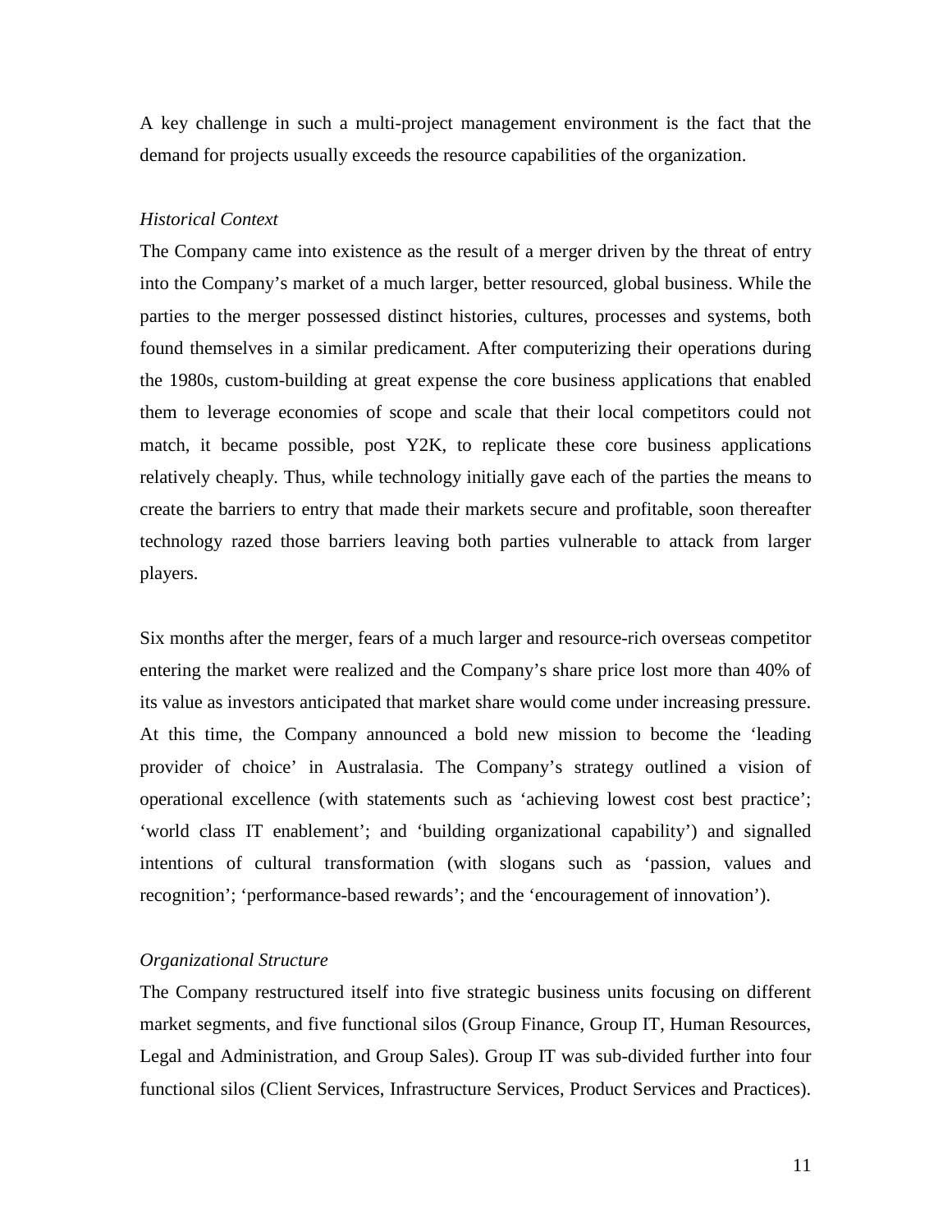A key challenge in such a multi-project management environment is the fact that the demand for projects usually exceeds the resource capabilities of the organization.

*Historical Context*

The Company came into existence as the result of a merger driven by the threat of entry into the Company's market of a much larger, better resourced, global business. While the parties to the merger possessed distinct histories, cultures, processes and systems, both found themselves in a similar predicament. After computerizing their operations during the 1980s, custom-building at great expense the core business applications that enabled them to leverage economies of scope and scale that their local competitors could not match, it became possible, post Y2K, to replicate these core business applications relatively cheaply. Thus, while technology initially gave each of the parties the means to create the barriers to entry that made their markets secure and profitable, soon thereafter technology razed those barriers leaving both parties vulnerable to attack from larger players.

Six months after the merger, fears of a much larger and resource-rich overseas competitor entering the market were realized and the Company's share price lost more than 40% of its value as investors anticipated that market share would come under increasing pressure. At this time, the Company announced a bold new mission to become the 'leading provider of choice' in Australasia. The Company's strategy outlined a vision of operational excellence (with statements such as 'achieving lowest cost best practice'; 'world class IT enablement'; and 'building organizational capability') and signalled intentions of cultural transformation (with slogans such as 'passion, values and recognition'; 'performance-based rewards'; and the 'encouragement of innovation').

*Organizational Structure*

The Company restructured itself into five strategic business units focusing on different market segments, and five functional silos (Group Finance, Group IT, Human Resources, Legal and Administration, and Group Sales). Group IT was sub-divided further into four functional silos (Client Services, Infrastructure Services, Product Services and Practices).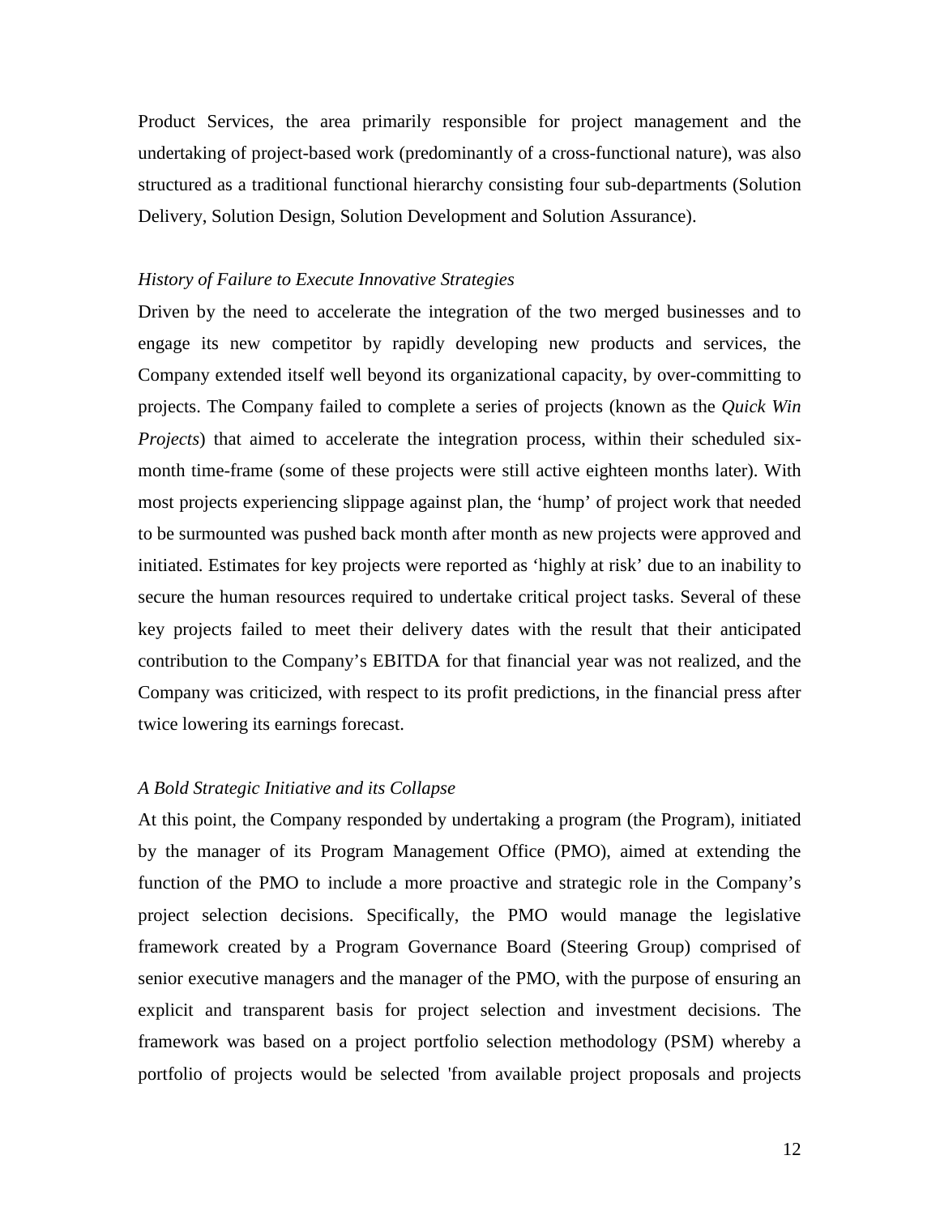Product Services, the area primarily responsible for project management and the undertaking of project-based work (predominantly of a cross-functional nature), was also structured as a traditional functional hierarchy consisting four sub-departments (Solution Delivery, Solution Design, Solution Development and Solution Assurance).

*History of Failure to Execute Innovative Strategies*

Driven by the need to accelerate the integration of the two merged businesses and to engage its new competitor by rapidly developing new products and services, the Company extended itself well beyond its organizational capacity, by over-committing to projects. The Company failed to complete a series of projects (known as the *Quick Win Projects*) that aimed to accelerate the integration process, within their scheduled six-month time-frame (some of these projects were still active eighteen months later). With most projects experiencing slippage against plan, the 'hump' of project work that needed to be surmounted was pushed back month after month as new projects were approved and initiated. Estimates for key projects were reported as 'highly at risk' due to an inability to secure the human resources required to undertake critical project tasks. Several of these key projects failed to meet their delivery dates with the result that their anticipated contribution to the Company's EBITDA for that financial year was not realized, and the Company was criticized, with respect to its profit predictions, in the financial press after twice lowering its earnings forecast.

*A Bold Strategic Initiative and its Collapse*

At this point, the Company responded by undertaking a program (the Program), initiated by the manager of its Program Management Office (PMO), aimed at extending the function of the PMO to include a more proactive and strategic role in the Company's project selection decisions. Specifically, the PMO would manage the legislative framework created by a Program Governance Board (Steering Group) comprised of senior executive managers and the manager of the PMO, with the purpose of ensuring an explicit and transparent basis for project selection and investment decisions. The framework was based on a project portfolio selection methodology (PSM) whereby a portfolio of projects would be selected 'from available project proposals and projects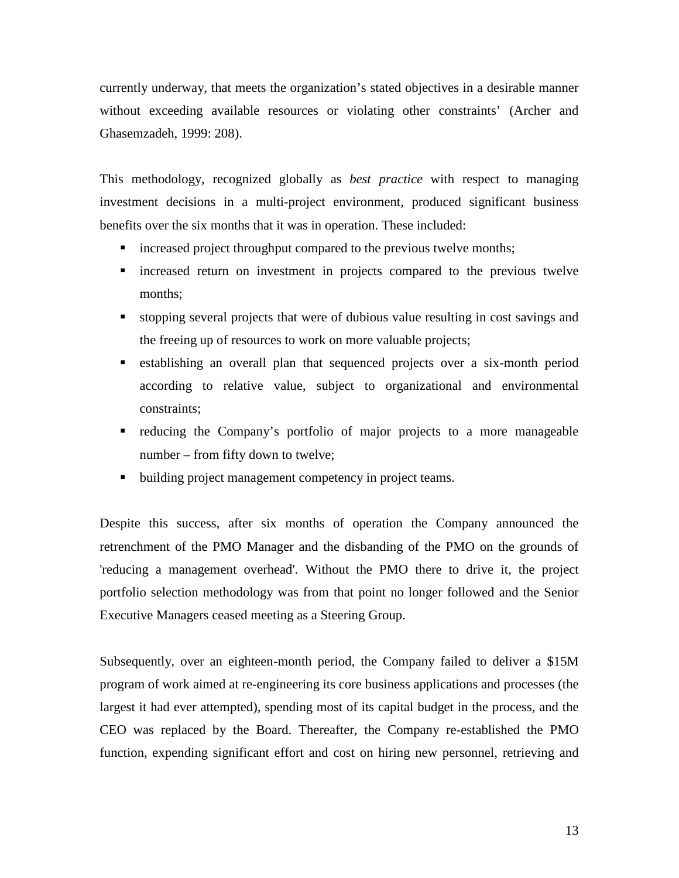currently underway, that meets the organization's stated objectives in a desirable manner without exceeding available resources or violating other constraints' (Archer and Ghasemzadeh, 1999: 208).

This methodology, recognized globally as *best practice* with respect to managing investment decisions in a multi-project environment, produced significant business benefits over the six months that it was in operation. These included:

- increased project throughput compared to the previous twelve months;
- increased return on investment in projects compared to the previous twelve months;
- stopping several projects that were of dubious value resulting in cost savings and the freeing up of resources to work on more valuable projects;
- establishing an overall plan that sequenced projects over a six-month period according to relative value, subject to organizational and environmental constraints;
- reducing the Company's portfolio of major projects to a more manageable number – from fifty down to twelve;
- building project management competency in project teams.

Despite this success, after six months of operation the Company announced the retrenchment of the PMO Manager and the disbanding of the PMO on the grounds of 'reducing a management overhead'. Without the PMO there to drive it, the project portfolio selection methodology was from that point no longer followed and the Senior Executive Managers ceased meeting as a Steering Group.

Subsequently, over an eighteen-month period, the Company failed to deliver a $15M program of work aimed at re-engineering its core business applications and processes (the largest it had ever attempted), spending most of its capital budget in the process, and the CEO was replaced by the Board. Thereafter, the Company re-established the PMO function, expending significant effort and cost on hiring new personnel, retrieving and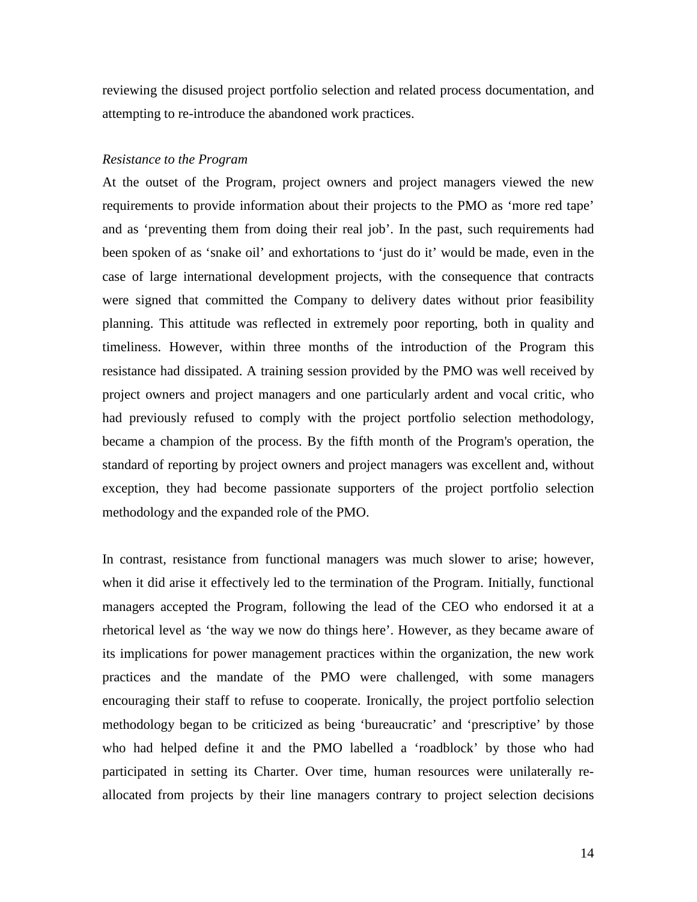reviewing the disused project portfolio selection and related process documentation, and attempting to re-introduce the abandoned work practices.

*Resistance to the Program*

At the outset of the Program, project owners and project managers viewed the new requirements to provide information about their projects to the PMO as 'more red tape' and as 'preventing them from doing their real job'. In the past, such requirements had been spoken of as 'snake oil' and exhortations to 'just do it' would be made, even in the case of large international development projects, with the consequence that contracts were signed that committed the Company to delivery dates without prior feasibility planning. This attitude was reflected in extremely poor reporting, both in quality and timeliness. However, within three months of the introduction of the Program this resistance had dissipated. A training session provided by the PMO was well received by project owners and project managers and one particularly ardent and vocal critic, who had previously refused to comply with the project portfolio selection methodology, became a champion of the process. By the fifth month of the Program's operation, the standard of reporting by project owners and project managers was excellent and, without exception, they had become passionate supporters of the project portfolio selection methodology and the expanded role of the PMO.

In contrast, resistance from functional managers was much slower to arise; however, when it did arise it effectively led to the termination of the Program. Initially, functional managers accepted the Program, following the lead of the CEO who endorsed it at a rhetorical level as 'the way we now do things here'. However, as they became aware of its implications for power management practices within the organization, the new work practices and the mandate of the PMO were challenged, with some managers encouraging their staff to refuse to cooperate. Ironically, the project portfolio selection methodology began to be criticized as being 'bureaucratic' and 'prescriptive' by those who had helped define it and the PMO labelled a 'roadblock' by those who had participated in setting its Charter. Over time, human resources were unilaterally re-allocated from projects by their line managers contrary to project selection decisions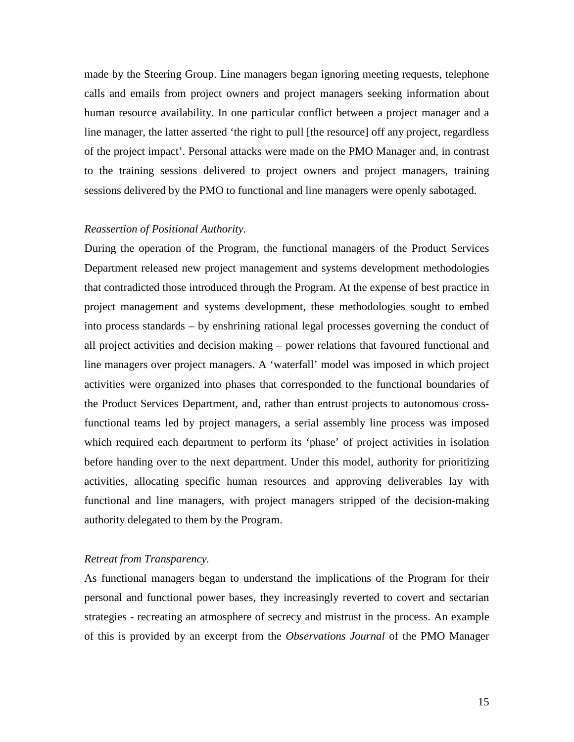made by the Steering Group. Line managers began ignoring meeting requests, telephone calls and emails from project owners and project managers seeking information about human resource availability. In one particular conflict between a project manager and a line manager, the latter asserted 'the right to pull [the resource] off any project, regardless of the project impact'. Personal attacks were made on the PMO Manager and, in contrast to the training sessions delivered to project owners and project managers, training sessions delivered by the PMO to functional and line managers were openly sabotaged.

*Reassertion of Positional Authority.*

During the operation of the Program, the functional managers of the Product Services Department released new project management and systems development methodologies that contradicted those introduced through the Program. At the expense of best practice in project management and systems development, these methodologies sought to embed into process standards – by enshrining rational legal processes governing the conduct of all project activities and decision making – power relations that favoured functional and line managers over project managers. A 'waterfall' model was imposed in which project activities were organized into phases that corresponded to the functional boundaries of the Product Services Department, and, rather than entrust projects to autonomous cross-functional teams led by project managers, a serial assembly line process was imposed which required each department to perform its 'phase' of project activities in isolation before handing over to the next department. Under this model, authority for prioritizing activities, allocating specific human resources and approving deliverables lay with functional and line managers, with project managers stripped of the decision-making authority delegated to them by the Program.

*Retreat from Transparency.*

As functional managers began to understand the implications of the Program for their personal and functional power bases, they increasingly reverted to covert and sectarian strategies - recreating an atmosphere of secrecy and mistrust in the process. An example of this is provided by an excerpt from the *Observations Journal* of the PMO Manager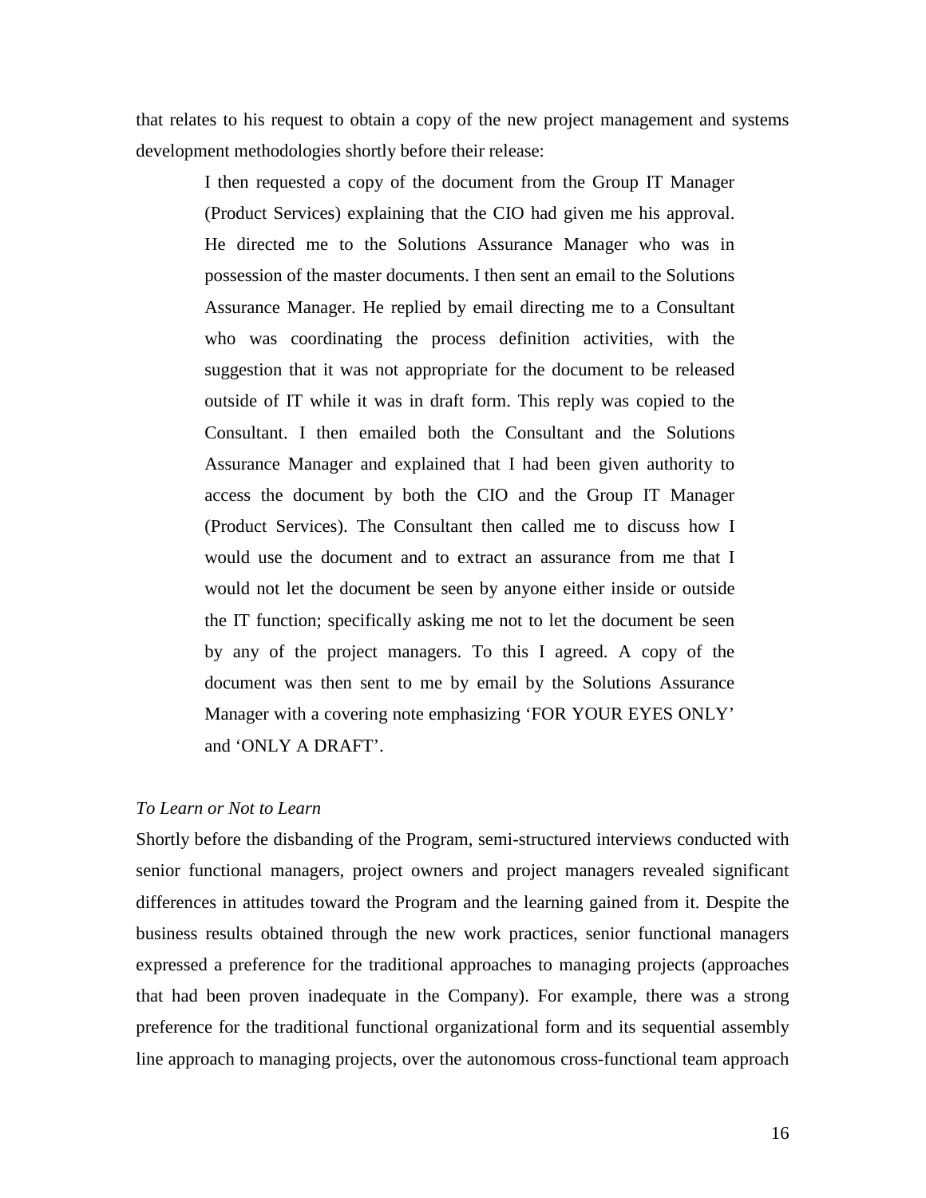that relates to his request to obtain a copy of the new project management and systems development methodologies shortly before their release:

> I then requested a copy of the document from the Group IT Manager (Product Services) explaining that the CIO had given me his approval. He directed me to the Solutions Assurance Manager who was in possession of the master documents. I then sent an email to the Solutions Assurance Manager. He replied by email directing me to a Consultant who was coordinating the process definition activities, with the suggestion that it was not appropriate for the document to be released outside of IT while it was in draft form. This reply was copied to the Consultant. I then emailed both the Consultant and the Solutions Assurance Manager and explained that I had been given authority to access the document by both the CIO and the Group IT Manager (Product Services). The Consultant then called me to discuss how I would use the document and to extract an assurance from me that I would not let the document be seen by anyone either inside or outside the IT function; specifically asking me not to let the document be seen by any of the project managers. To this I agreed. A copy of the document was then sent to me by email by the Solutions Assurance Manager with a covering note emphasizing 'FOR YOUR EYES ONLY' and 'ONLY A DRAFT'.

*To Learn or Not to Learn*

Shortly before the disbanding of the Program, semi-structured interviews conducted with senior functional managers, project owners and project managers revealed significant differences in attitudes toward the Program and the learning gained from it. Despite the business results obtained through the new work practices, senior functional managers expressed a preference for the traditional approaches to managing projects (approaches that had been proven inadequate in the Company). For example, there was a strong preference for the traditional functional organizational form and its sequential assembly line approach to managing projects, over the autonomous cross-functional team approach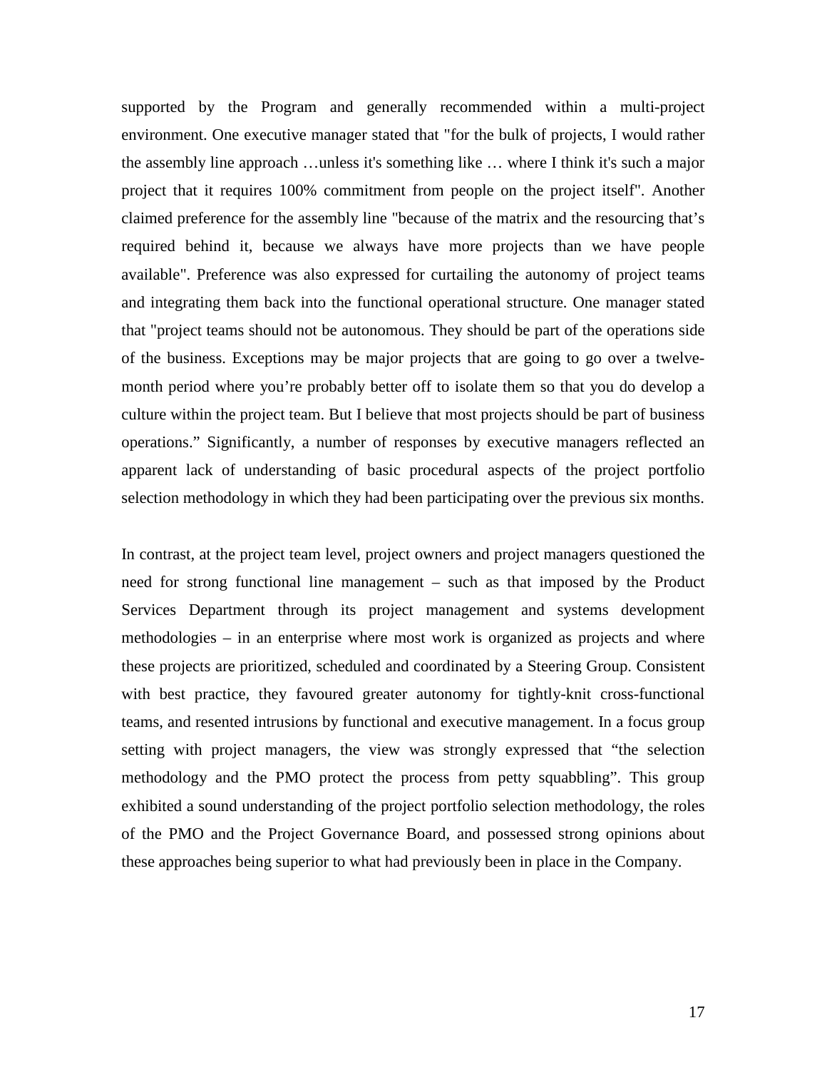supported by the Program and generally recommended within a multi-project environment. One executive manager stated that "for the bulk of projects, I would rather the assembly line approach …unless it's something like … where I think it's such a major project that it requires 100% commitment from people on the project itself". Another claimed preference for the assembly line "because of the matrix and the resourcing that's required behind it, because we always have more projects than we have people available". Preference was also expressed for curtailing the autonomy of project teams and integrating them back into the functional operational structure. One manager stated that "project teams should not be autonomous. They should be part of the operations side of the business. Exceptions may be major projects that are going to go over a twelve-month period where you're probably better off to isolate them so that you do develop a culture within the project team. But I believe that most projects should be part of business operations." Significantly, a number of responses by executive managers reflected an apparent lack of understanding of basic procedural aspects of the project portfolio selection methodology in which they had been participating over the previous six months.

In contrast, at the project team level, project owners and project managers questioned the need for strong functional line management – such as that imposed by the Product Services Department through its project management and systems development methodologies – in an enterprise where most work is organized as projects and where these projects are prioritized, scheduled and coordinated by a Steering Group. Consistent with best practice, they favoured greater autonomy for tightly-knit cross-functional teams, and resented intrusions by functional and executive management. In a focus group setting with project managers, the view was strongly expressed that "the selection methodology and the PMO protect the process from petty squabbling". This group exhibited a sound understanding of the project portfolio selection methodology, the roles of the PMO and the Project Governance Board, and possessed strong opinions about these approaches being superior to what had previously been in place in the Company.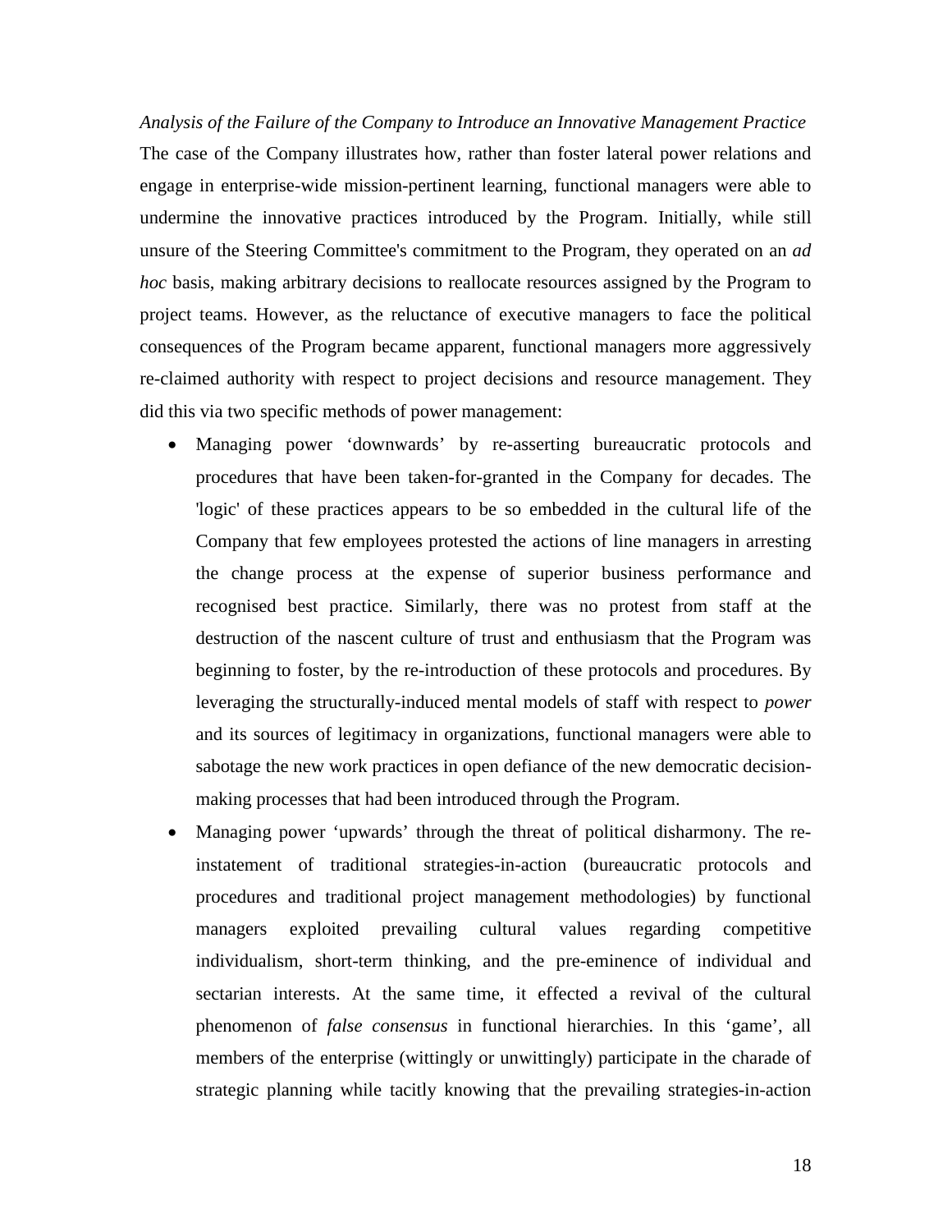*Analysis of the Failure of the Company to Introduce an Innovative Management Practice*

The case of the Company illustrates how, rather than foster lateral power relations and engage in enterprise-wide mission-pertinent learning, functional managers were able to undermine the innovative practices introduced by the Program. Initially, while still unsure of the Steering Committee's commitment to the Program, they operated on an *ad hoc* basis, making arbitrary decisions to reallocate resources assigned by the Program to project teams. However, as the reluctance of executive managers to face the political consequences of the Program became apparent, functional managers more aggressively re-claimed authority with respect to project decisions and resource management. They did this via two specific methods of power management:

- Managing power 'downwards' by re-asserting bureaucratic protocols and procedures that have been taken-for-granted in the Company for decades. The 'logic' of these practices appears to be so embedded in the cultural life of the Company that few employees protested the actions of line managers in arresting the change process at the expense of superior business performance and recognised best practice. Similarly, there was no protest from staff at the destruction of the nascent culture of trust and enthusiasm that the Program was beginning to foster, by the re-introduction of these protocols and procedures. By leveraging the structurally-induced mental models of staff with respect to *power* and its sources of legitimacy in organizations, functional managers were able to sabotage the new work practices in open defiance of the new democratic decision-making processes that had been introduced through the Program.
- Managing power 'upwards' through the threat of political disharmony. The re-instatement of traditional strategies-in-action (bureaucratic protocols and procedures and traditional project management methodologies) by functional managers exploited prevailing cultural values regarding competitive individualism, short-term thinking, and the pre-eminence of individual and sectarian interests. At the same time, it effected a revival of the cultural phenomenon of *false consensus* in functional hierarchies. In this 'game', all members of the enterprise (wittingly or unwittingly) participate in the charade of strategic planning while tacitly knowing that the prevailing strategies-in-action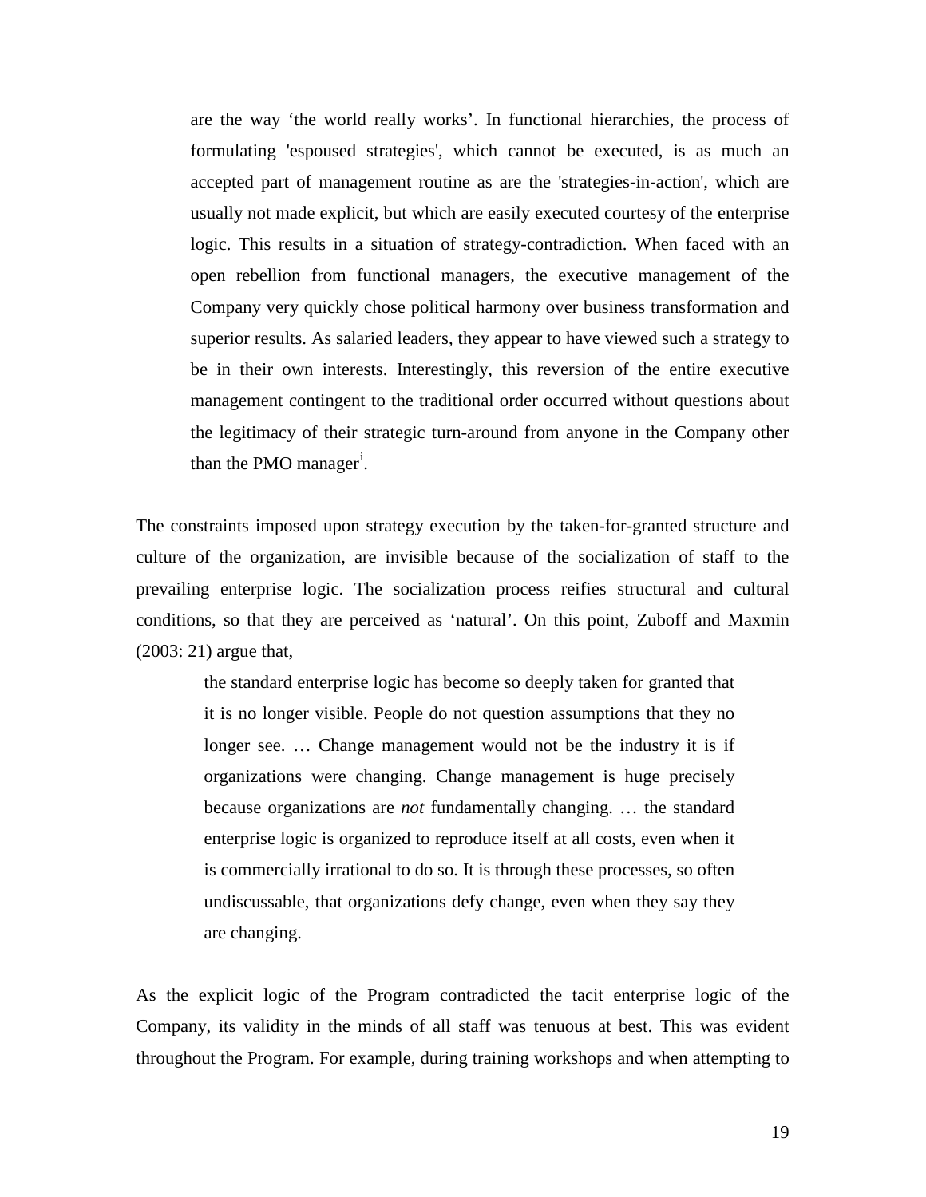> are the way 'the world really works'. In functional hierarchies, the process of formulating 'espoused strategies', which cannot be executed, is as much an accepted part of management routine as are the 'strategies-in-action', which are usually not made explicit, but which are easily executed courtesy of the enterprise logic. This results in a situation of strategy-contradiction. When faced with an open rebellion from functional managers, the executive management of the Company very quickly chose political harmony over business transformation and superior results. As salaried leaders, they appear to have viewed such a strategy to be in their own interests. Interestingly, this reversion of the entire executive management contingent to the traditional order occurred without questions about the legitimacy of their strategic turn-around from anyone in the Company other than the PMO manager[i].

The constraints imposed upon strategy execution by the taken-for-granted structure and culture of the organization, are invisible because of the socialization of staff to the prevailing enterprise logic. The socialization process reifies structural and cultural conditions, so that they are perceived as 'natural'. On this point, Zuboff and Maxmin (2003: 21) argue that,

> the standard enterprise logic has become so deeply taken for granted that it is no longer visible. People do not question assumptions that they no longer see. … Change management would not be the industry it is if organizations were changing. Change management is huge precisely because organizations are *not* fundamentally changing. … the standard enterprise logic is organized to reproduce itself at all costs, even when it is commercially irrational to do so. It is through these processes, so often undiscussable, that organizations defy change, even when they say they are changing.

As the explicit logic of the Program contradicted the tacit enterprise logic of the Company, its validity in the minds of all staff was tenuous at best. This was evident throughout the Program. For example, during training workshops and when attempting to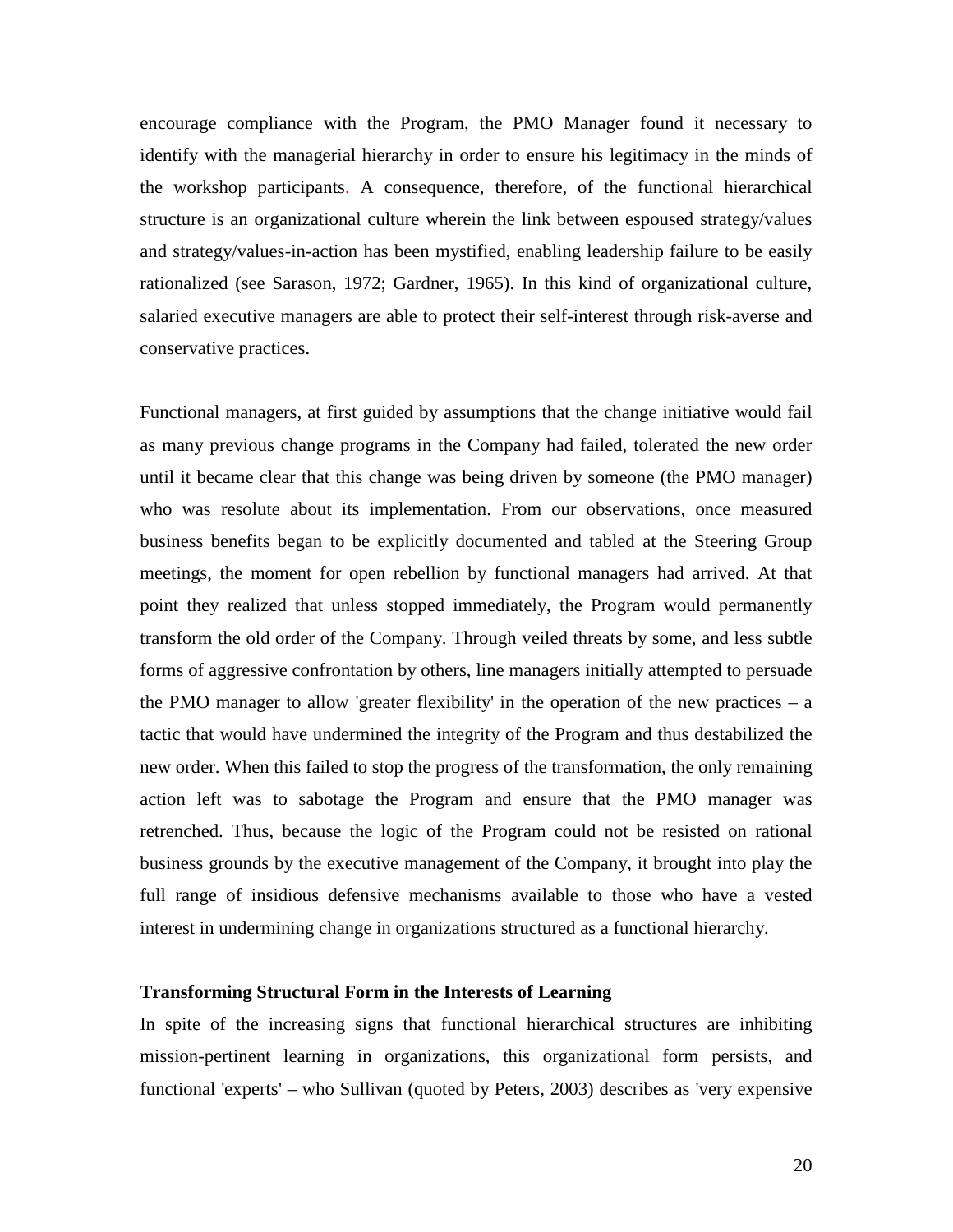encourage compliance with the Program, the PMO Manager found it necessary to identify with the managerial hierarchy in order to ensure his legitimacy in the minds of the workshop participants. A consequence, therefore, of the functional hierarchical structure is an organizational culture wherein the link between espoused strategy/values and strategy/values-in-action has been mystified, enabling leadership failure to be easily rationalized (see Sarason, 1972; Gardner, 1965). In this kind of organizational culture, salaried executive managers are able to protect their self-interest through risk-averse and conservative practices.

Functional managers, at first guided by assumptions that the change initiative would fail as many previous change programs in the Company had failed, tolerated the new order until it became clear that this change was being driven by someone (the PMO manager) who was resolute about its implementation. From our observations, once measured business benefits began to be explicitly documented and tabled at the Steering Group meetings, the moment for open rebellion by functional managers had arrived. At that point they realized that unless stopped immediately, the Program would permanently transform the old order of the Company. Through veiled threats by some, and less subtle forms of aggressive confrontation by others, line managers initially attempted to persuade the PMO manager to allow 'greater flexibility' in the operation of the new practices – a tactic that would have undermined the integrity of the Program and thus destabilized the new order. When this failed to stop the progress of the transformation, the only remaining action left was to sabotage the Program and ensure that the PMO manager was retrenched. Thus, because the logic of the Program could not be resisted on rational business grounds by the executive management of the Company, it brought into play the full range of insidious defensive mechanisms available to those who have a vested interest in undermining change in organizations structured as a functional hierarchy.

**Transforming Structural Form in the Interests of Learning**

In spite of the increasing signs that functional hierarchical structures are inhibiting mission-pertinent learning in organizations, this organizational form persists, and functional 'experts' – who Sullivan (quoted by Peters, 2003) describes as 'very expensive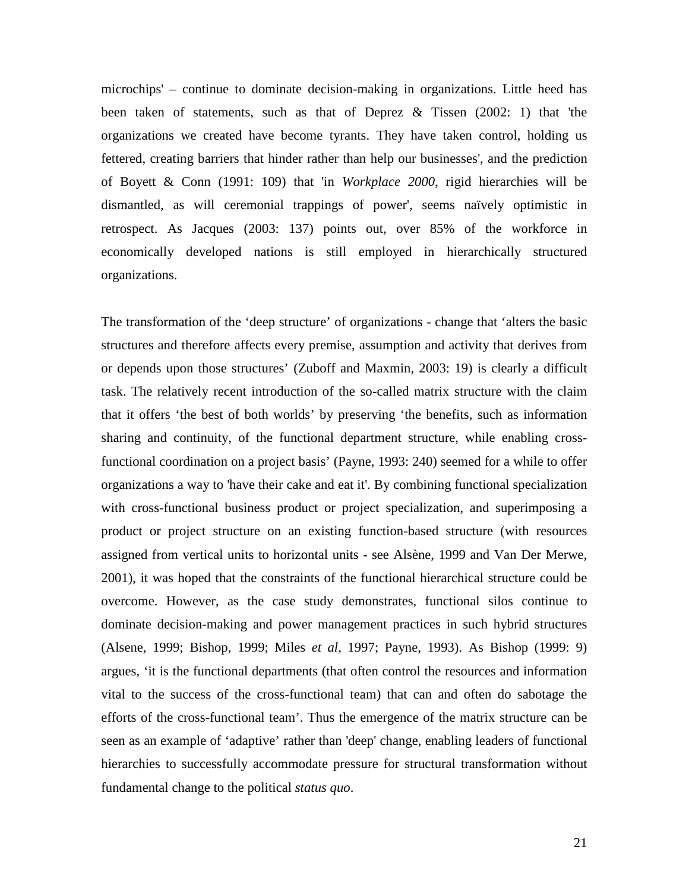microchips' – continue to dominate decision-making in organizations. Little heed has been taken of statements, such as that of Deprez & Tissen (2002: 1) that 'the organizations we created have become tyrants. They have taken control, holding us fettered, creating barriers that hinder rather than help our businesses', and the prediction of Boyett & Conn (1991: 109) that 'in *Workplace 2000*, rigid hierarchies will be dismantled, as will ceremonial trappings of power', seems naïvely optimistic in retrospect. As Jacques (2003: 137) points out, over 85% of the workforce in economically developed nations is still employed in hierarchically structured organizations.

The transformation of the 'deep structure' of organizations - change that 'alters the basic structures and therefore affects every premise, assumption and activity that derives from or depends upon those structures' (Zuboff and Maxmin, 2003: 19) is clearly a difficult task. The relatively recent introduction of the so-called matrix structure with the claim that it offers 'the best of both worlds' by preserving 'the benefits, such as information sharing and continuity, of the functional department structure, while enabling cross-functional coordination on a project basis' (Payne, 1993: 240) seemed for a while to offer organizations a way to 'have their cake and eat it'. By combining functional specialization with cross-functional business product or project specialization, and superimposing a product or project structure on an existing function-based structure (with resources assigned from vertical units to horizontal units - see Alsène, 1999 and Van Der Merwe, 2001), it was hoped that the constraints of the functional hierarchical structure could be overcome. However, as the case study demonstrates, functional silos continue to dominate decision-making and power management practices in such hybrid structures (Alsene, 1999; Bishop, 1999; Miles *et al*, 1997; Payne, 1993). As Bishop (1999: 9) argues, 'it is the functional departments (that often control the resources and information vital to the success of the cross-functional team) that can and often do sabotage the efforts of the cross-functional team'. Thus the emergence of the matrix structure can be seen as an example of 'adaptive' rather than 'deep' change, enabling leaders of functional hierarchies to successfully accommodate pressure for structural transformation without fundamental change to the political *status quo*.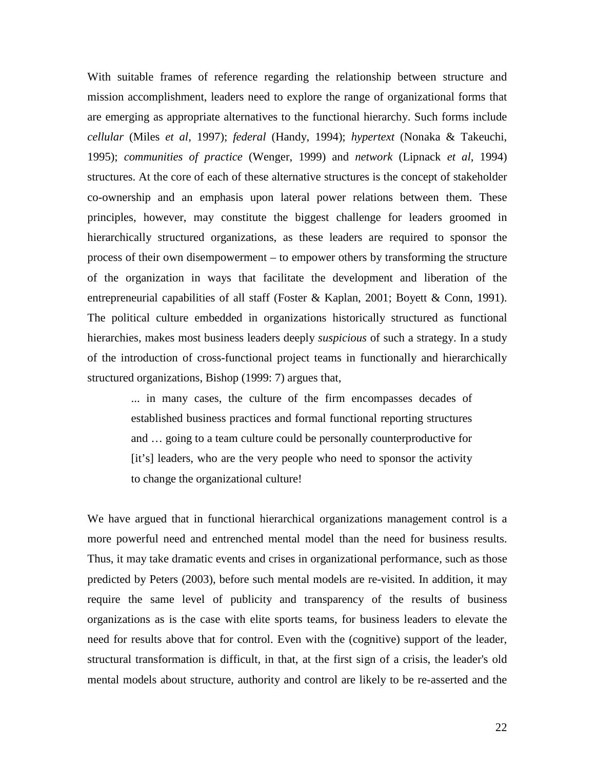With suitable frames of reference regarding the relationship between structure and mission accomplishment, leaders need to explore the range of organizational forms that are emerging as appropriate alternatives to the functional hierarchy. Such forms include *cellular* (Miles *et al*, 1997); *federal* (Handy, 1994); *hypertext* (Nonaka & Takeuchi, 1995); *communities of practice* (Wenger, 1999) and *network* (Lipnack *et al*, 1994) structures. At the core of each of these alternative structures is the concept of stakeholder co-ownership and an emphasis upon lateral power relations between them. These principles, however, may constitute the biggest challenge for leaders groomed in hierarchically structured organizations, as these leaders are required to sponsor the process of their own disempowerment – to empower others by transforming the structure of the organization in ways that facilitate the development and liberation of the entrepreneurial capabilities of all staff (Foster & Kaplan, 2001; Boyett & Conn, 1991). The political culture embedded in organizations historically structured as functional hierarchies, makes most business leaders deeply *suspicious* of such a strategy. In a study of the introduction of cross-functional project teams in functionally and hierarchically structured organizations, Bishop (1999: 7) argues that,

> ... in many cases, the culture of the firm encompasses decades of established business practices and formal functional reporting structures and … going to a team culture could be personally counterproductive for [it's] leaders, who are the very people who need to sponsor the activity to change the organizational culture!

We have argued that in functional hierarchical organizations management control is a more powerful need and entrenched mental model than the need for business results. Thus, it may take dramatic events and crises in organizational performance, such as those predicted by Peters (2003), before such mental models are re-visited. In addition, it may require the same level of publicity and transparency of the results of business organizations as is the case with elite sports teams, for business leaders to elevate the need for results above that for control. Even with the (cognitive) support of the leader, structural transformation is difficult, in that, at the first sign of a crisis, the leader's old mental models about structure, authority and control are likely to be re-asserted and the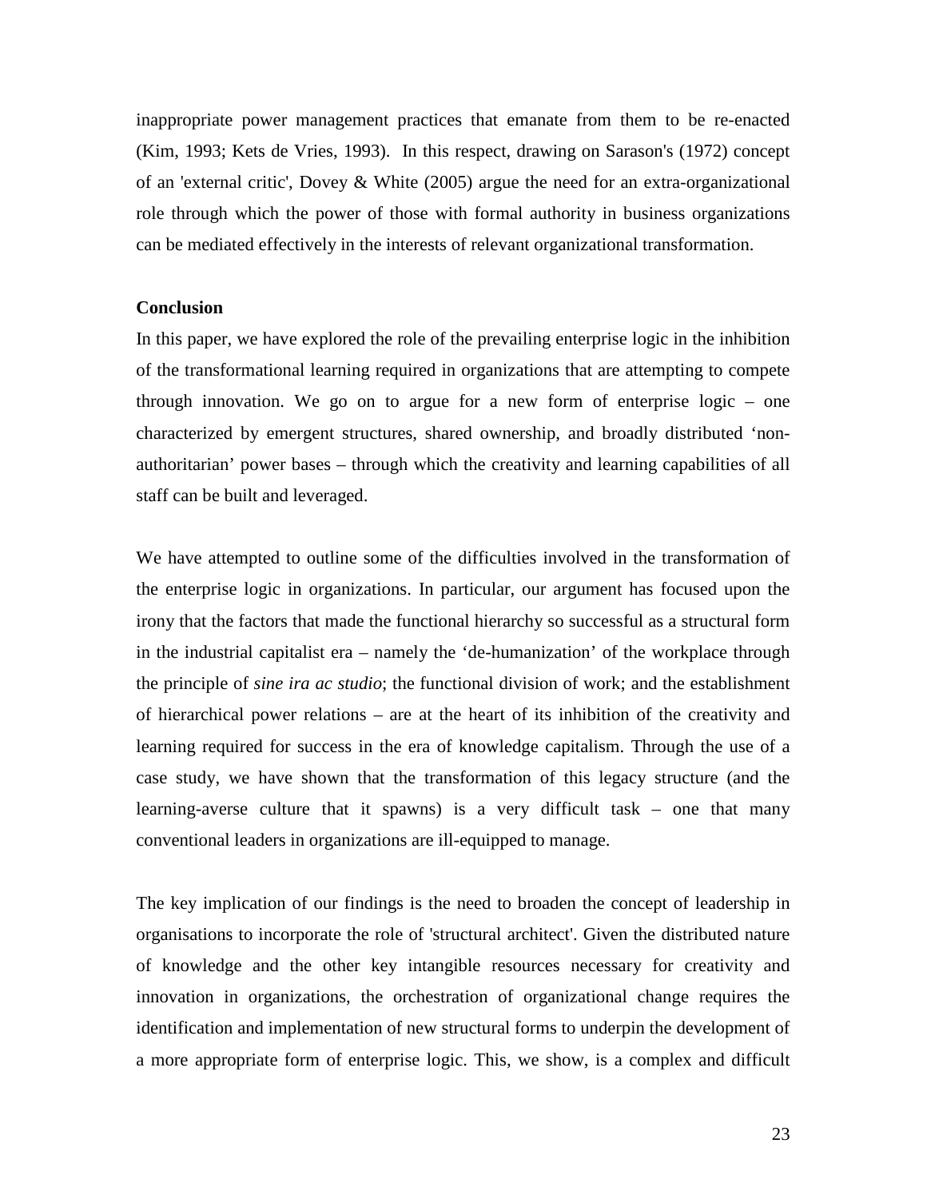inappropriate power management practices that emanate from them to be re-enacted (Kim, 1993; Kets de Vries, 1993). In this respect, drawing on Sarason's (1972) concept of an 'external critic', Dovey & White (2005) argue the need for an extra-organizational role through which the power of those with formal authority in business organizations can be mediated effectively in the interests of relevant organizational transformation.

**Conclusion**

In this paper, we have explored the role of the prevailing enterprise logic in the inhibition of the transformational learning required in organizations that are attempting to compete through innovation. We go on to argue for a new form of enterprise logic – one characterized by emergent structures, shared ownership, and broadly distributed 'non-authoritarian' power bases – through which the creativity and learning capabilities of all staff can be built and leveraged.

We have attempted to outline some of the difficulties involved in the transformation of the enterprise logic in organizations. In particular, our argument has focused upon the irony that the factors that made the functional hierarchy so successful as a structural form in the industrial capitalist era – namely the 'de-humanization' of the workplace through the principle of *sine ira ac studio*; the functional division of work; and the establishment of hierarchical power relations – are at the heart of its inhibition of the creativity and learning required for success in the era of knowledge capitalism. Through the use of a case study, we have shown that the transformation of this legacy structure (and the learning-averse culture that it spawns) is a very difficult task – one that many conventional leaders in organizations are ill-equipped to manage.

The key implication of our findings is the need to broaden the concept of leadership in organisations to incorporate the role of 'structural architect'. Given the distributed nature of knowledge and the other key intangible resources necessary for creativity and innovation in organizations, the orchestration of organizational change requires the identification and implementation of new structural forms to underpin the development of a more appropriate form of enterprise logic. This, we show, is a complex and difficult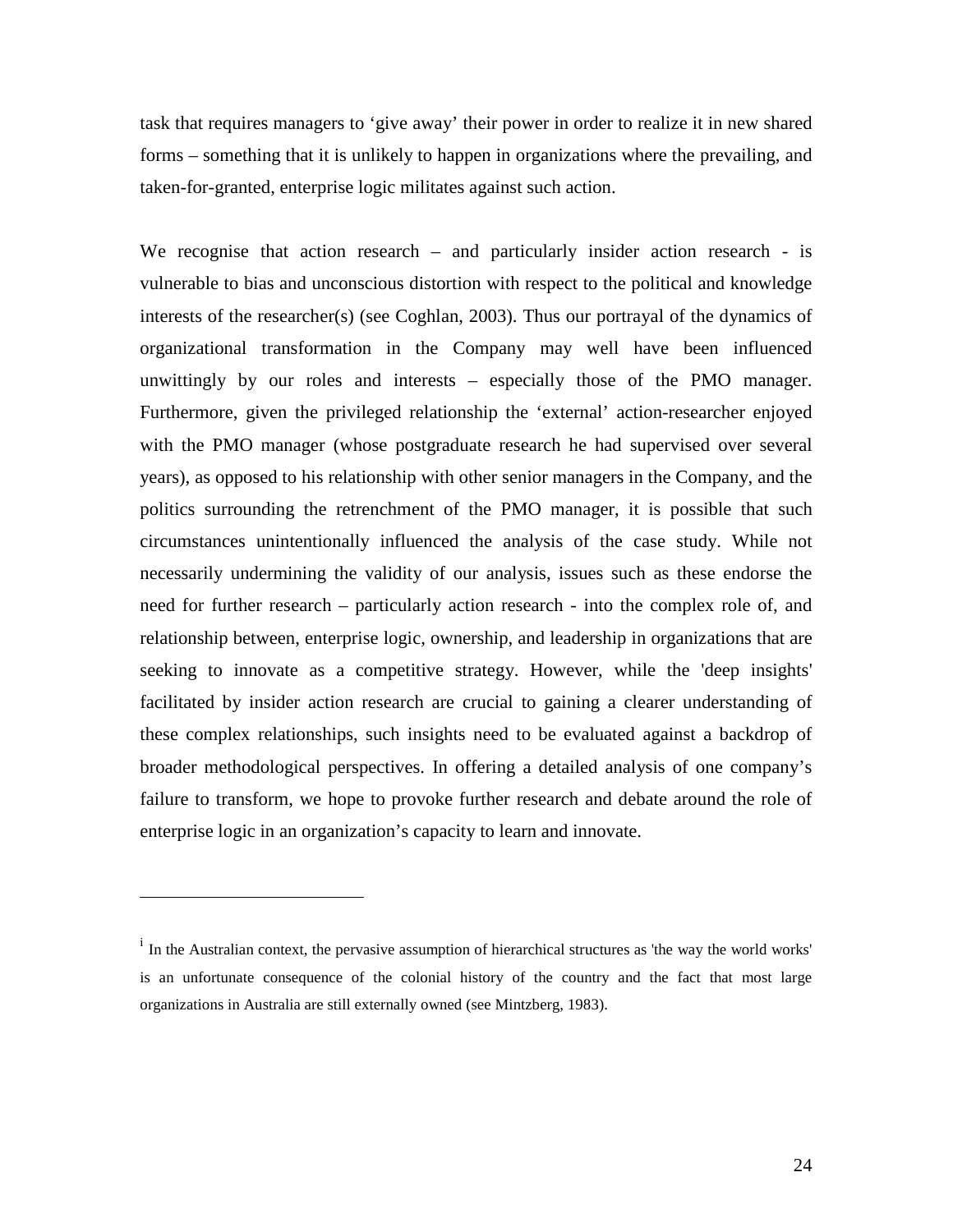task that requires managers to 'give away' their power in order to realize it in new shared forms – something that it is unlikely to happen in organizations where the prevailing, and taken-for-granted, enterprise logic militates against such action.

We recognise that action research – and particularly insider action research - is vulnerable to bias and unconscious distortion with respect to the political and knowledge interests of the researcher(s) (see Coghlan, 2003). Thus our portrayal of the dynamics of organizational transformation in the Company may well have been influenced unwittingly by our roles and interests – especially those of the PMO manager. Furthermore, given the privileged relationship the 'external' action-researcher enjoyed with the PMO manager (whose postgraduate research he had supervised over several years), as opposed to his relationship with other senior managers in the Company, and the politics surrounding the retrenchment of the PMO manager, it is possible that such circumstances unintentionally influenced the analysis of the case study. While not necessarily undermining the validity of our analysis, issues such as these endorse the need for further research – particularly action research - into the complex role of, and relationship between, enterprise logic, ownership, and leadership in organizations that are seeking to innovate as a competitive strategy. However, while the 'deep insights' facilitated by insider action research are crucial to gaining a clearer understanding of these complex relationships, such insights need to be evaluated against a backdrop of broader methodological perspectives. In offering a detailed analysis of one company's failure to transform, we hope to provoke further research and debate around the role of enterprise logic in an organization's capacity to learn and innovate.

---

[i] In the Australian context, the pervasive assumption of hierarchical structures as 'the way the world works' is an unfortunate consequence of the colonial history of the country and the fact that most large organizations in Australia are still externally owned (see Mintzberg, 1983).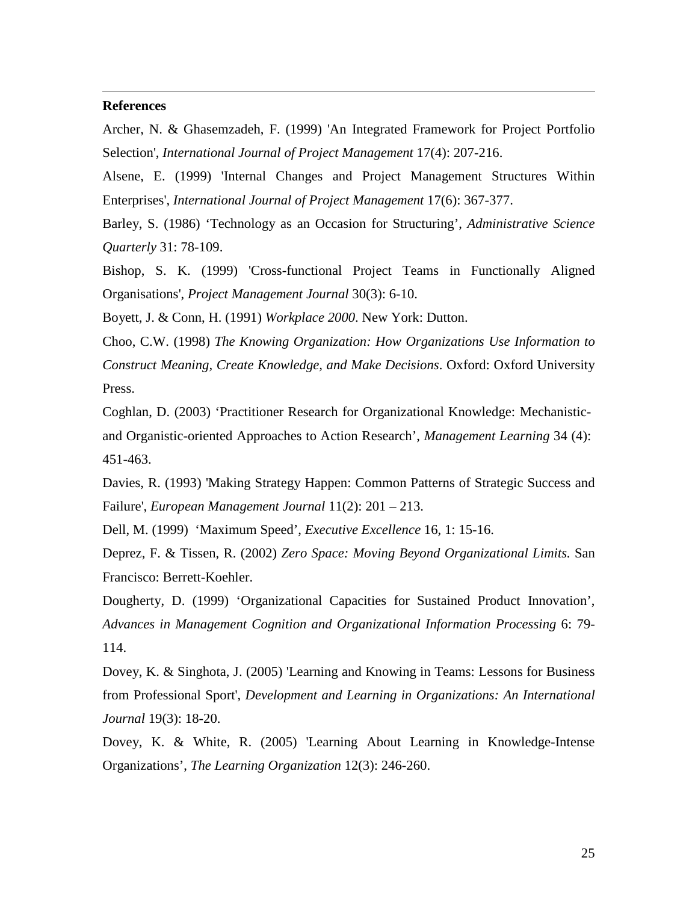**References**

Archer, N. & Ghasemzadeh, F. (1999) 'An Integrated Framework for Project Portfolio Selection', *International Journal of Project Management* 17(4): 207-216.

Alsene, E. (1999) 'Internal Changes and Project Management Structures Within Enterprises', *International Journal of Project Management* 17(6): 367-377.

Barley, S. (1986) 'Technology as an Occasion for Structuring', *Administrative Science Quarterly* 31: 78-109.

Bishop, S. K. (1999) 'Cross-functional Project Teams in Functionally Aligned Organisations', *Project Management Journal* 30(3): 6-10.

Boyett, J. & Conn, H. (1991) *Workplace 2000*. New York: Dutton.

Choo, C.W. (1998) *The Knowing Organization: How Organizations Use Information to Construct Meaning, Create Knowledge, and Make Decisions*. Oxford: Oxford University Press.

Coghlan, D. (2003) 'Practitioner Research for Organizational Knowledge: Mechanistic- and Organistic-oriented Approaches to Action Research', *Management Learning* 34 (4): 451-463.

Davies, R. (1993) 'Making Strategy Happen: Common Patterns of Strategic Success and Failure', *European Management Journal* 11(2): 201 – 213.

Dell, M. (1999) 'Maximum Speed', *Executive Excellence* 16, 1: 15-16.

Deprez, F. & Tissen, R. (2002) *Zero Space: Moving Beyond Organizational Limits.* San Francisco: Berrett-Koehler.

Dougherty, D. (1999) 'Organizational Capacities for Sustained Product Innovation', *Advances in Management Cognition and Organizational Information Processing* 6: 79-114.

Dovey, K. & Singhota, J. (2005) 'Learning and Knowing in Teams: Lessons for Business from Professional Sport', *Development and Learning in Organizations: An International Journal* 19(3): 18-20.

Dovey, K. & White, R. (2005) 'Learning About Learning in Knowledge-Intense Organizations', *The Learning Organization* 12(3): 246-260.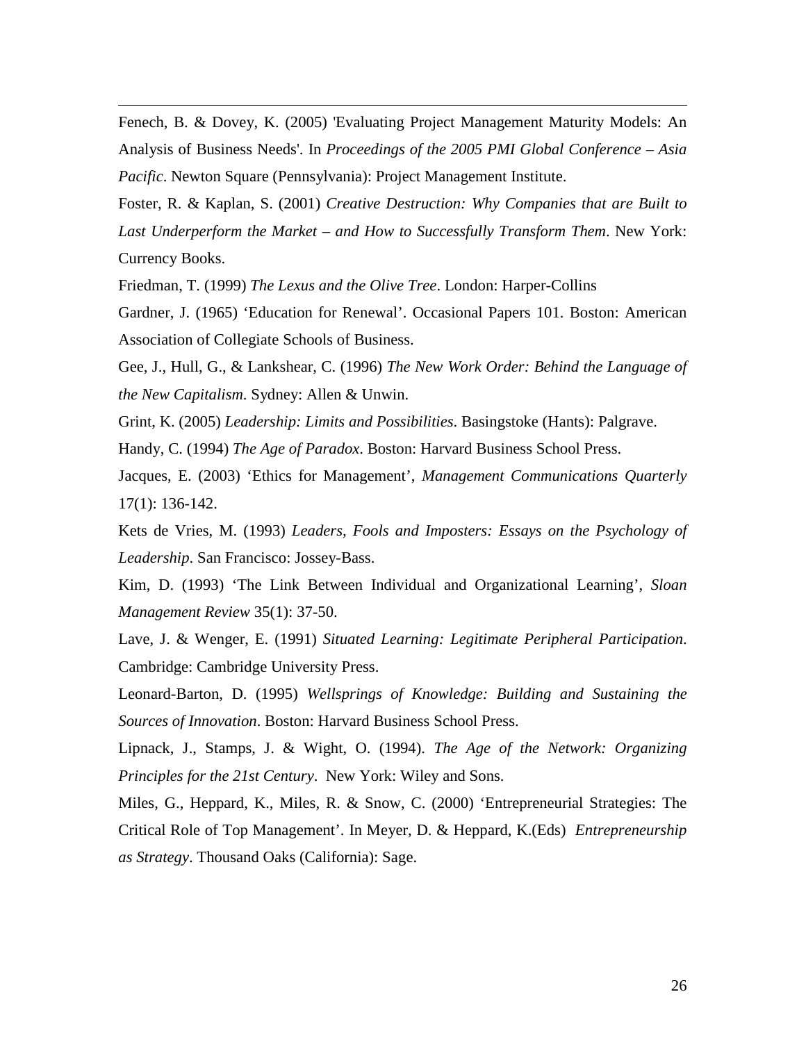Fenech, B. & Dovey, K. (2005) 'Evaluating Project Management Maturity Models: An Analysis of Business Needs'. In *Proceedings of the 2005 PMI Global Conference – Asia Pacific*. Newton Square (Pennsylvania): Project Management Institute.

Foster, R. & Kaplan, S. (2001) *Creative Destruction: Why Companies that are Built to Last Underperform the Market – and How to Successfully Transform Them*. New York: Currency Books.

Friedman, T. (1999) *The Lexus and the Olive Tree*. London: Harper-Collins

Gardner, J. (1965) 'Education for Renewal'. Occasional Papers 101. Boston: American Association of Collegiate Schools of Business.

Gee, J., Hull, G., & Lankshear, C. (1996) *The New Work Order: Behind the Language of the New Capitalism*. Sydney: Allen & Unwin.

Grint, K. (2005) *Leadership: Limits and Possibilities*. Basingstoke (Hants): Palgrave.

Handy, C. (1994) *The Age of Paradox*. Boston: Harvard Business School Press.

Jacques, E. (2003) 'Ethics for Management', *Management Communications Quarterly* 17(1): 136-142.

Kets de Vries, M. (1993) *Leaders, Fools and Imposters: Essays on the Psychology of Leadership*. San Francisco: Jossey-Bass.

Kim, D. (1993) 'The Link Between Individual and Organizational Learning', *Sloan Management Review* 35(1): 37-50.

Lave, J. & Wenger, E. (1991) *Situated Learning: Legitimate Peripheral Participation*. Cambridge: Cambridge University Press.

Leonard-Barton, D. (1995) *Wellsprings of Knowledge: Building and Sustaining the Sources of Innovation*. Boston: Harvard Business School Press.

Lipnack, J., Stamps, J. & Wight, O. (1994). *The Age of the Network: Organizing Principles for the 21st Century*. New York: Wiley and Sons.

Miles, G., Heppard, K., Miles, R. & Snow, C. (2000) 'Entrepreneurial Strategies: The Critical Role of Top Management'. In Meyer, D. & Heppard, K.(Eds) *Entrepreneurship as Strategy*. Thousand Oaks (California): Sage.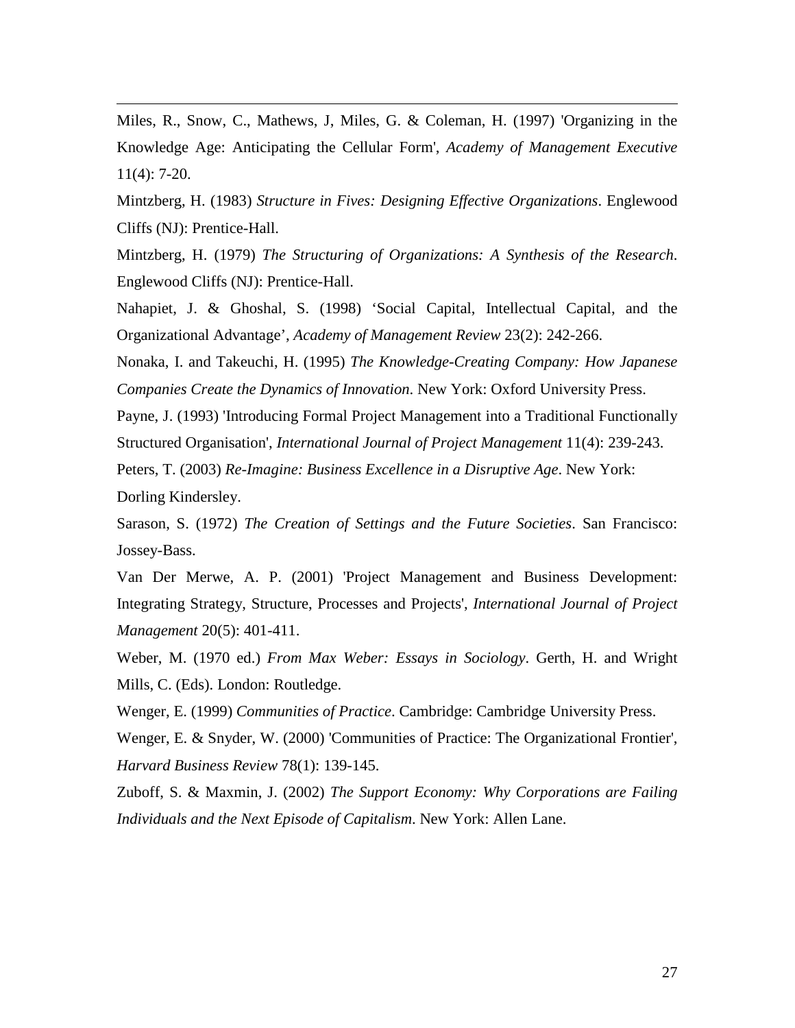Miles, R., Snow, C., Mathews, J, Miles, G. & Coleman, H. (1997) 'Organizing in the Knowledge Age: Anticipating the Cellular Form', *Academy of Management Executive* 11(4): 7-20.

Mintzberg, H. (1983) *Structure in Fives: Designing Effective Organizations*. Englewood Cliffs (NJ): Prentice-Hall.

Mintzberg, H. (1979) *The Structuring of Organizations: A Synthesis of the Research*. Englewood Cliffs (NJ): Prentice-Hall.

Nahapiet, J. & Ghoshal, S. (1998) 'Social Capital, Intellectual Capital, and the Organizational Advantage', *Academy of Management Review* 23(2): 242-266.

Nonaka, I. and Takeuchi, H. (1995) *The Knowledge-Creating Company: How Japanese Companies Create the Dynamics of Innovation*. New York: Oxford University Press.

Payne, J. (1993) 'Introducing Formal Project Management into a Traditional Functionally Structured Organisation', *International Journal of Project Management* 11(4): 239-243.

Peters, T. (2003) *Re-Imagine: Business Excellence in a Disruptive Age*. New York: Dorling Kindersley.

Sarason, S. (1972) *The Creation of Settings and the Future Societies*. San Francisco: Jossey-Bass.

Van Der Merwe, A. P. (2001) 'Project Management and Business Development: Integrating Strategy, Structure, Processes and Projects', *International Journal of Project Management* 20(5): 401-411.

Weber, M. (1970 ed.) *From Max Weber: Essays in Sociology*. Gerth, H. and Wright Mills, C. (Eds). London: Routledge.

Wenger, E. (1999) *Communities of Practice*. Cambridge: Cambridge University Press.

Wenger, E. & Snyder, W. (2000) 'Communities of Practice: The Organizational Frontier', *Harvard Business Review* 78(1): 139-145.

Zuboff, S. & Maxmin, J. (2002) *The Support Economy: Why Corporations are Failing Individuals and the Next Episode of Capitalism*. New York: Allen Lane.